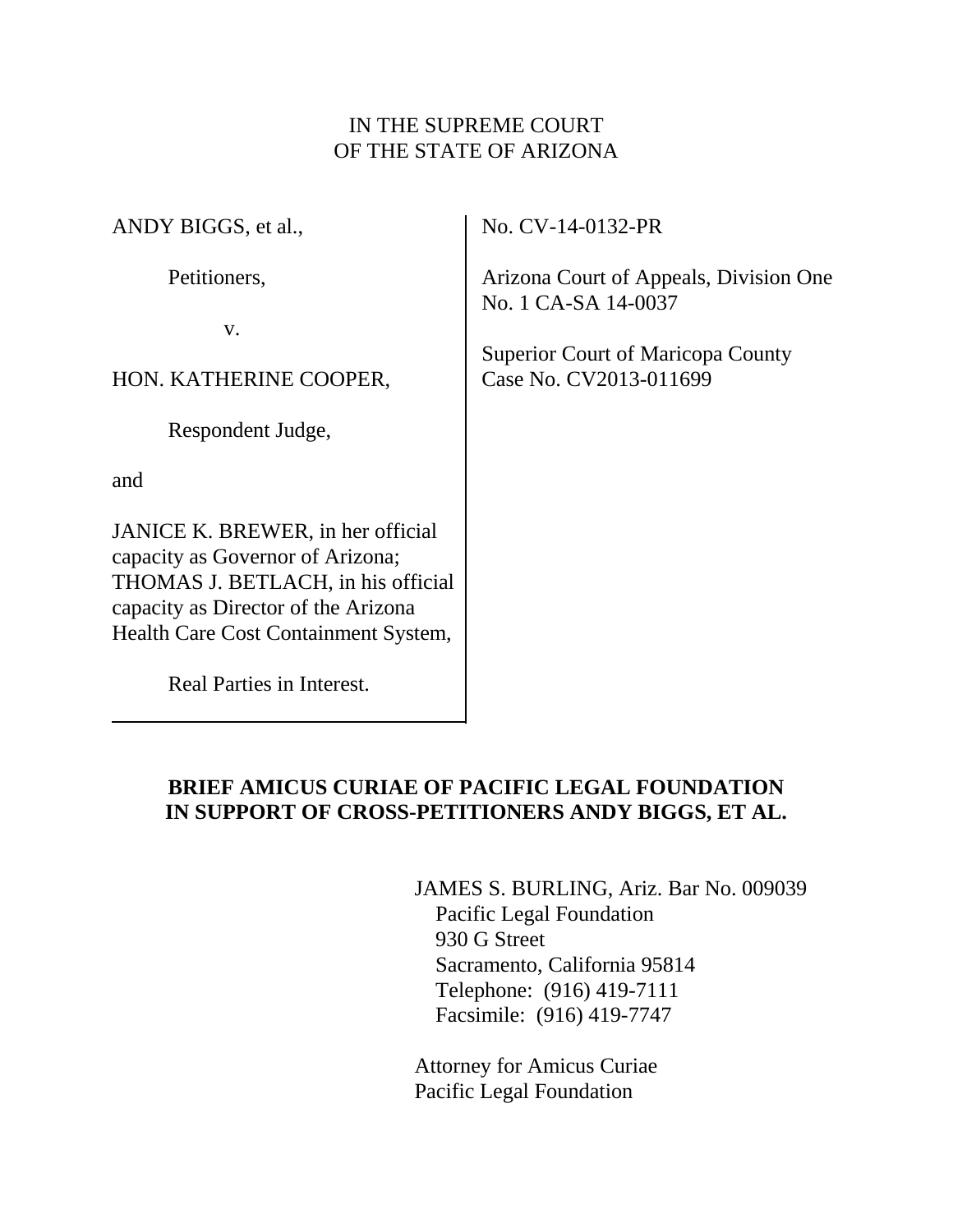IN THE SUPREME COURT
OF THE STATE OF ARIZONA

| | |
|---|---|
| ANDY BIGGS, et al.,<br><br>Petitioners,<br><br>v.<br><br>HON. KATHERINE COOPER,<br><br>Respondent Judge,<br><br>and<br><br>JANICE K. BREWER, in her official capacity as Governor of Arizona; THOMAS J. BETLACH, in his official capacity as Director of the Arizona Health Care Cost Containment System,<br><br>Real Parties in Interest. | No. CV-14-0132-PR<br><br>Arizona Court of Appeals, Division One<br>No. 1 CA-SA 14-0037<br><br>Superior Court of Maricopa County<br>Case No. CV2013-011699 |

**BRIEF AMICUS CURIAE OF PACIFIC LEGAL FOUNDATION IN SUPPORT OF CROSS-PETITIONERS ANDY BIGGS, ET AL.**

JAMES S. BURLING, Ariz. Bar No. 009039
Pacific Legal Foundation
930 G Street
Sacramento, California 95814
Telephone: (916) 419-7111
Facsimile: (916) 419-7747

Attorney for Amicus Curiae
Pacific Legal Foundation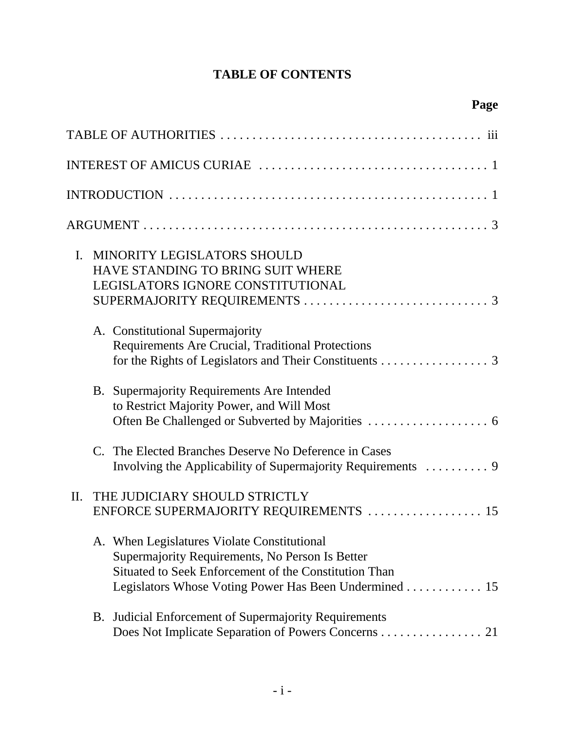# TABLE OF CONTENTS

| | Page |
|---|---|
| TABLE OF AUTHORITIES | iii |
| INTEREST OF AMICUS CURIAE | 1 |
| INTRODUCTION | 1 |
| ARGUMENT | 3 |
| I. MINORITY LEGISLATORS SHOULD HAVE STANDING TO BRING SUIT WHERE LEGISLATORS IGNORE CONSTITUTIONAL SUPERMAJORITY REQUIREMENTS | 3 |
| A. Constitutional Supermajority Requirements Are Crucial, Traditional Protections for the Rights of Legislators and Their Constituents | 3 |
| B. Supermajority Requirements Are Intended to Restrict Majority Power, and Will Most Often Be Challenged or Subverted by Majorities | 6 |
| C. The Elected Branches Deserve No Deference in Cases Involving the Applicability of Supermajority Requirements | 9 |
| II. THE JUDICIARY SHOULD STRICTLY ENFORCE SUPERMAJORITY REQUIREMENTS | 15 |
| A. When Legislatures Violate Constitutional Supermajority Requirements, No Person Is Better Situated to Seek Enforcement of the Constitution Than Legislators Whose Voting Power Has Been Undermined | 15 |
| B. Judicial Enforcement of Supermajority Requirements Does Not Implicate Separation of Powers Concerns | 21 |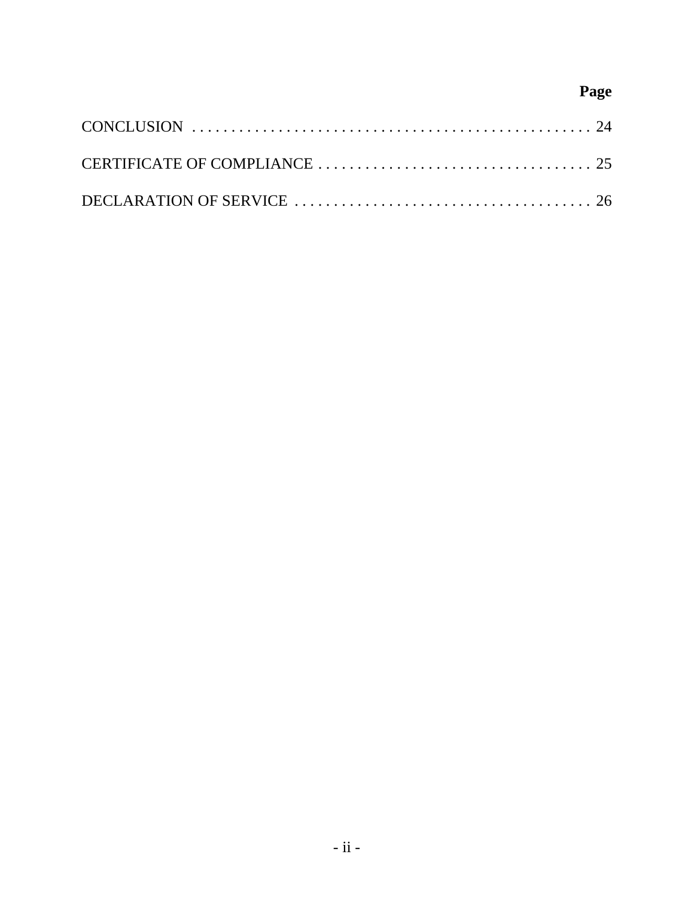| | Page |
|---|---|
| CONCLUSION | 24 |
| CERTIFICATE OF COMPLIANCE | 25 |
| DECLARATION OF SERVICE | 26 |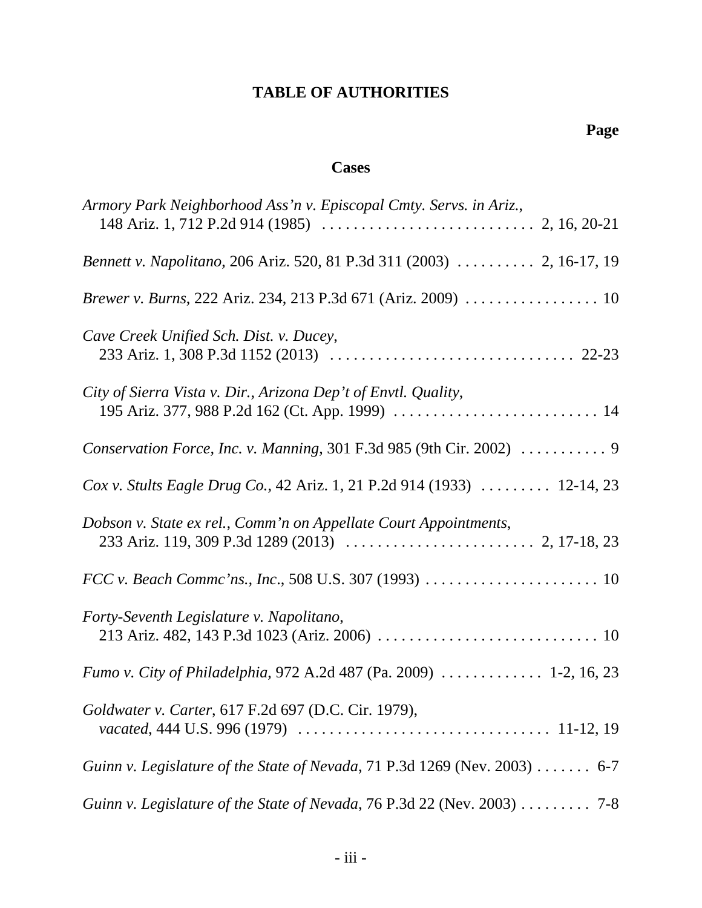# TABLE OF AUTHORITIES

**Page**

## Cases

*Armory Park Neighborhood Ass'n v. Episcopal Cmty. Servs. in Ariz.*, 148 Ariz. 1, 712 P.2d 914 (1985) . . . . . . . . . . . . . . . . . . . . . . . . . . 2, 16, 20-21

*Bennett v. Napolitano*, 206 Ariz. 520, 81 P.3d 311 (2003) . . . . . . . . . . 2, 16-17, 19

*Brewer v. Burns*, 222 Ariz. 234, 213 P.3d 671 (Ariz. 2009) . . . . . . . . . . . . . . . . . 10

*Cave Creek Unified Sch. Dist. v. Ducey*, 233 Ariz. 1, 308 P.3d 1152 (2013) . . . . . . . . . . . . . . . . . . . . . . . . . . . . . . . 22-23

*City of Sierra Vista v. Dir., Arizona Dep't of Envtl. Quality*, 195 Ariz. 377, 988 P.2d 162 (Ct. App. 1999) . . . . . . . . . . . . . . . . . . . . . . . . . . 14

*Conservation Force, Inc. v. Manning*, 301 F.3d 985 (9th Cir. 2002) . . . . . . . . . . . 9

*Cox v. Stults Eagle Drug Co.*, 42 Ariz. 1, 21 P.2d 914 (1933) . . . . . . . . . 12-14, 23

*Dobson v. State ex rel., Comm'n on Appellate Court Appointments*, 233 Ariz. 119, 309 P.3d 1289 (2013) . . . . . . . . . . . . . . . . . . . . . . . . 2, 17-18, 23

*FCC v. Beach Commc'ns., Inc*., 508 U.S. 307 (1993) . . . . . . . . . . . . . . . . . . . . . . 10

*Forty-Seventh Legislature v. Napolitano*, 213 Ariz. 482, 143 P.3d 1023 (Ariz. 2006) . . . . . . . . . . . . . . . . . . . . . . . . . . . . 10

*Fumo v. City of Philadelphia*, 972 A.2d 487 (Pa. 2009) . . . . . . . . . . . . . 1-2, 16, 23

*Goldwater v. Carter*, 617 F.2d 697 (D.C. Cir. 1979), *vacated*, 444 U.S. 996 (1979) . . . . . . . . . . . . . . . . . . . . . . . . . . . . . . . 11-12, 19

*Guinn v. Legislature of the State of Nevada*, 71 P.3d 1269 (Nev. 2003) . . . . . . . 6-7

*Guinn v. Legislature of the State of Nevada*, 76 P.3d 22 (Nev. 2003) . . . . . . . . . 7-8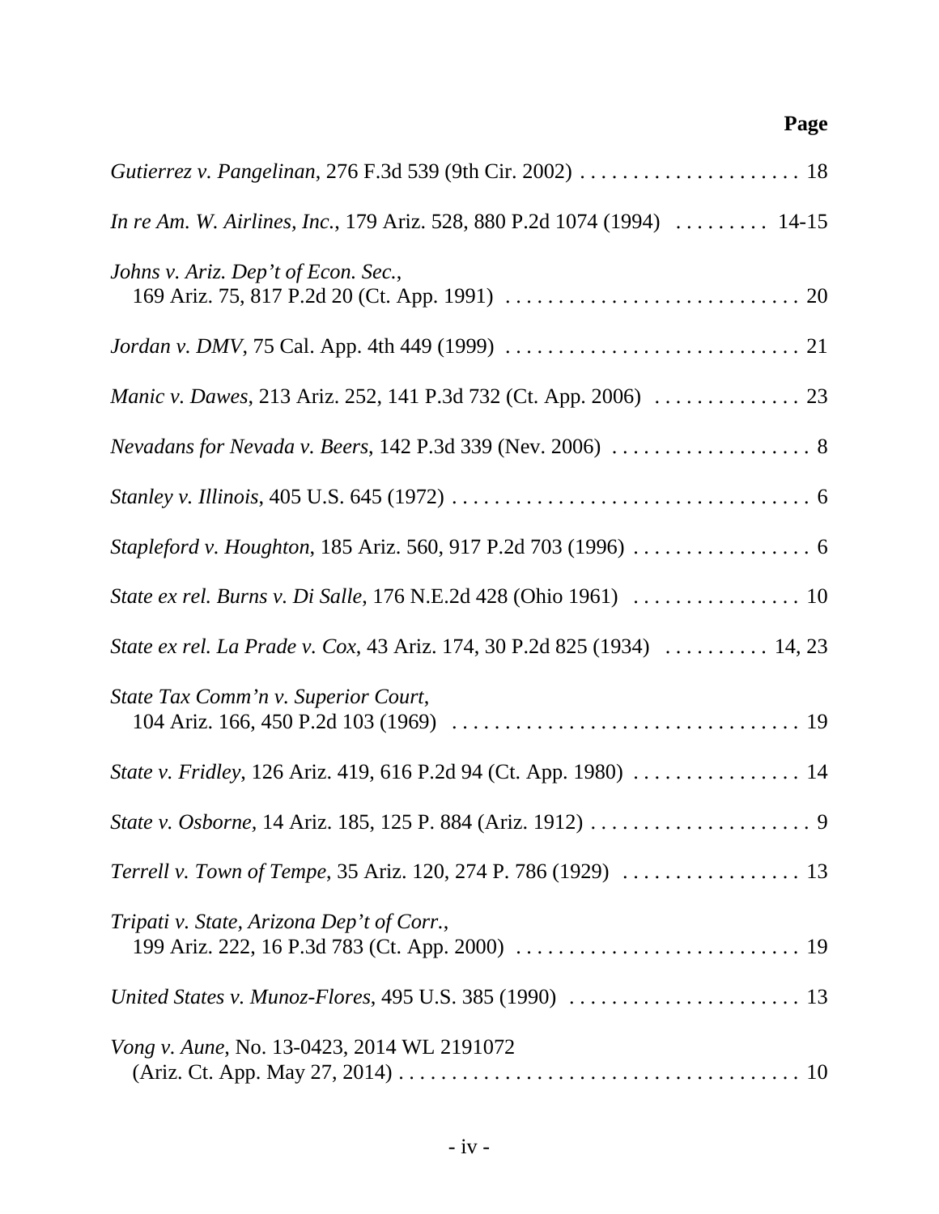**Page**

*Gutierrez v. Pangelinan*, 276 F.3d 539 (9th Cir. 2002) . . . . . . . . . . . . . . . . . . . . . 18

*In re Am. W. Airlines, Inc.*, 179 Ariz. 528, 880 P.2d 1074 (1994) . . . . . . . . . 14-15

*Johns v. Ariz. Dep't of Econ. Sec.*,
169 Ariz. 75, 817 P.2d 20 (Ct. App. 1991) . . . . . . . . . . . . . . . . . . . . . . . . . . . . 20

*Jordan v. DMV*, 75 Cal. App. 4th 449 (1999) . . . . . . . . . . . . . . . . . . . . . . . . . . . . 21

*Manic v. Dawes*, 213 Ariz. 252, 141 P.3d 732 (Ct. App. 2006) . . . . . . . . . . . . . . 23

*Nevadans for Nevada v. Beers*, 142 P.3d 339 (Nev. 2006) . . . . . . . . . . . . . . . . . . . 8

*Stanley v. Illinois*, 405 U.S. 645 (1972) . . . . . . . . . . . . . . . . . . . . . . . . . . . . . . . . . . 6

*Stapleford v. Houghton*, 185 Ariz. 560, 917 P.2d 703 (1996) . . . . . . . . . . . . . . . . . 6

*State ex rel. Burns v. Di Salle*, 176 N.E.2d 428 (Ohio 1961) . . . . . . . . . . . . . . . . 10

*State ex rel. La Prade v. Cox*, 43 Ariz. 174, 30 P.2d 825 (1934) . . . . . . . . . . 14, 23

*State Tax Comm'n v. Superior Court*,
104 Ariz. 166, 450 P.2d 103 (1969) . . . . . . . . . . . . . . . . . . . . . . . . . . . . . . . . . 19

*State v. Fridley*, 126 Ariz. 419, 616 P.2d 94 (Ct. App. 1980) . . . . . . . . . . . . . . . . 14

*State v. Osborne*, 14 Ariz. 185, 125 P. 884 (Ariz. 1912) . . . . . . . . . . . . . . . . . . . . . 9

*Terrell v. Town of Tempe*, 35 Ariz. 120, 274 P. 786 (1929) . . . . . . . . . . . . . . . . . 13

*Tripati v. State, Arizona Dep't of Corr.*,
199 Ariz. 222, 16 P.3d 783 (Ct. App. 2000) . . . . . . . . . . . . . . . . . . . . . . . . . . . 19

*United States v. Munoz-Flores*, 495 U.S. 385 (1990) . . . . . . . . . . . . . . . . . . . . . . 13

*Vong v. Aune*, No. 13-0423, 2014 WL 2191072
(Ariz. Ct. App. May 27, 2014) . . . . . . . . . . . . . . . . . . . . . . . . . . . . . . . . . . . . . . 10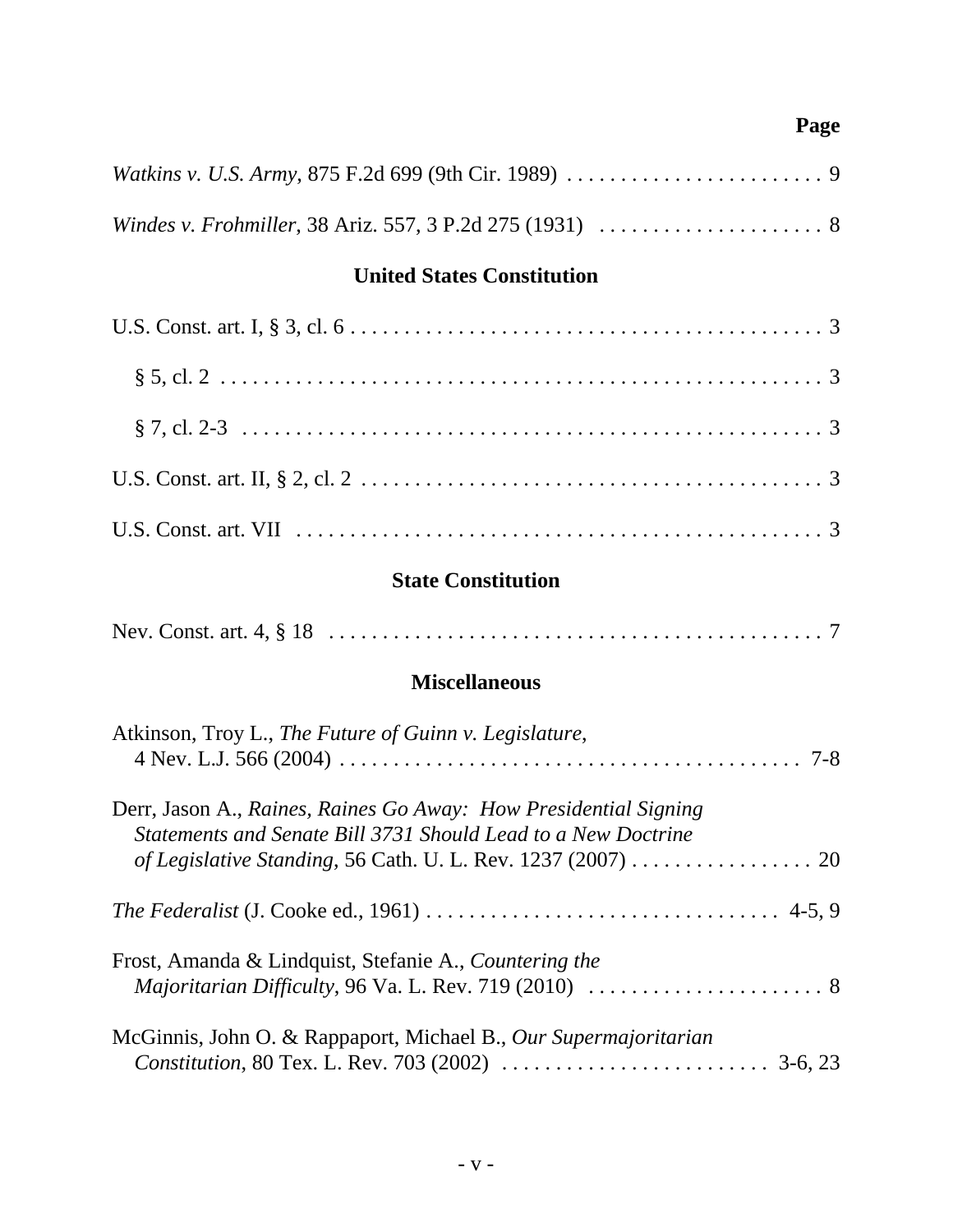**Page**

*Watkins v. U.S. Army*, 875 F.2d 699 (9th Cir. 1989) . . . . . . . . . . . . . . . . . . . . . . . . 9

*Windes v. Frohmiller*, 38 Ariz. 557, 3 P.2d 275 (1931) . . . . . . . . . . . . . . . . . . . . . 8

## United States Constitution

U.S. Const. art. I, § 3, cl. 6 . . . . . . . . . . . . . . . . . . . . . . . . . . . . . . . . . . . . . . . . . . . . 3

§ 5, cl. 2 . . . . . . . . . . . . . . . . . . . . . . . . . . . . . . . . . . . . . . . . . . . . . . . . . . . . . 3

§ 7, cl. 2-3 . . . . . . . . . . . . . . . . . . . . . . . . . . . . . . . . . . . . . . . . . . . . . . . . . . . . 3

U.S. Const. art. II, § 2, cl. 2 . . . . . . . . . . . . . . . . . . . . . . . . . . . . . . . . . . . . . . . . . . . 3

U.S. Const. art. VII . . . . . . . . . . . . . . . . . . . . . . . . . . . . . . . . . . . . . . . . . . . . . . . . . 3

## State Constitution

Nev. Const. art. 4, § 18 . . . . . . . . . . . . . . . . . . . . . . . . . . . . . . . . . . . . . . . . . . . . . . . 7

## Miscellaneous

Atkinson, Troy L., *The Future of Guinn v. Legislature*, 4 Nev. L.J. 566 (2004) . . . . . . . . . . . . . . . . . . . . . . . . . . . . . . . . . . . . . . . . . . . 7-8

Derr, Jason A., *Raines, Raines Go Away: How Presidential Signing Statements and Senate Bill 3731 Should Lead to a New Doctrine of Legislative Standing*, 56 Cath. U. L. Rev. 1237 (2007) . . . . . . . . . . . . . . . . . 20

*The Federalist* (J. Cooke ed., 1961) . . . . . . . . . . . . . . . . . . . . . . . . . . . . . . . . 4-5, 9

Frost, Amanda & Lindquist, Stefanie A., *Countering the Majoritarian Difficulty*, 96 Va. L. Rev. 719 (2010) . . . . . . . . . . . . . . . . . . . . . . 8

McGinnis, John O. & Rappaport, Michael B., *Our Supermajoritarian Constitution*, 80 Tex. L. Rev. 703 (2002) . . . . . . . . . . . . . . . . . . . . . . . . . 3-6, 23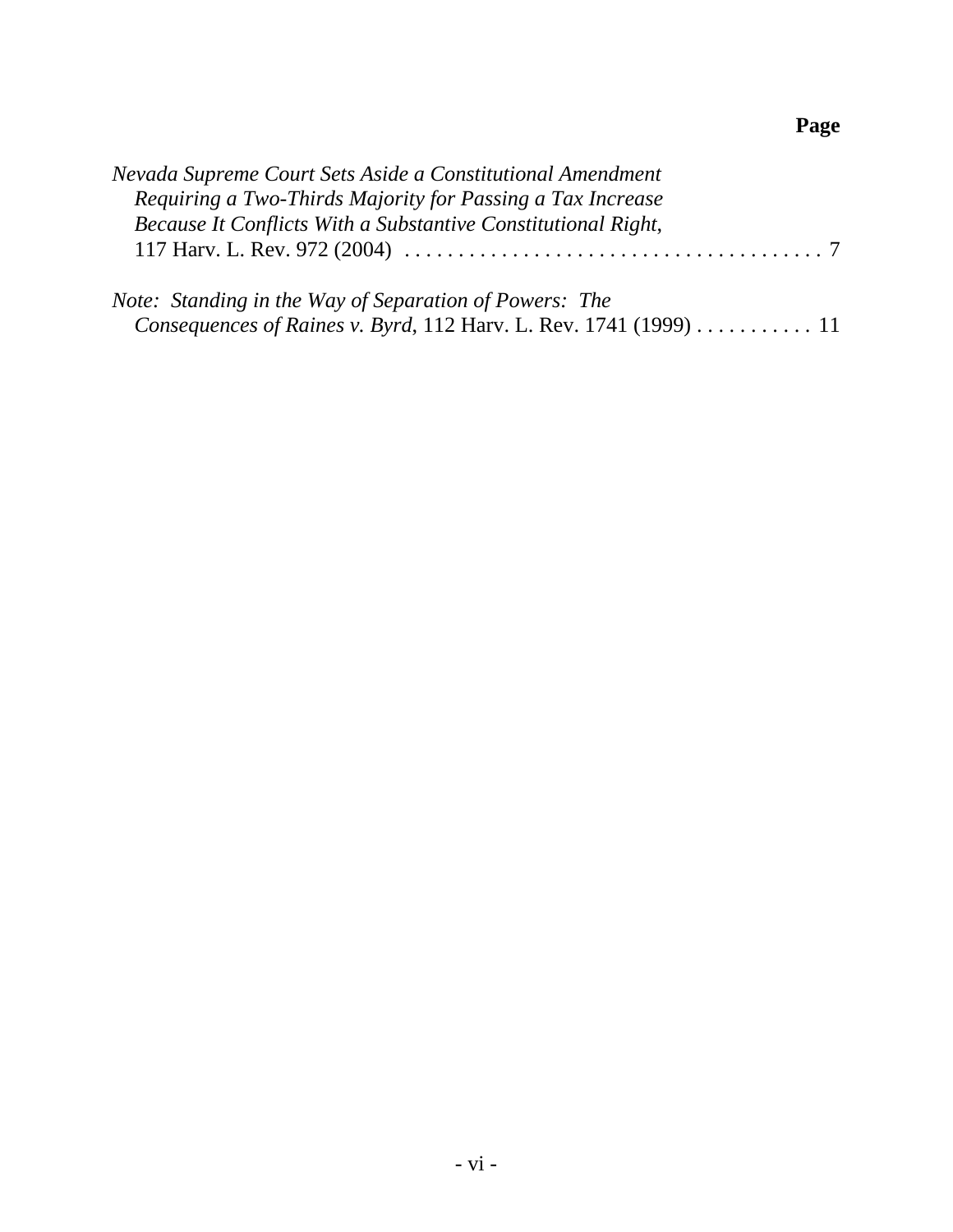**Page**

*Nevada Supreme Court Sets Aside a Constitutional Amendment Requiring a Two-Thirds Majority for Passing a Tax Increase Because It Conflicts With a Substantive Constitutional Right*, 117 Harv. L. Rev. 972 (2004) . . . . . . . . . . . . . . . . . . . . . . . . . . . . . . . . . . . . . . . 7

*Note: Standing in the Way of Separation of Powers: The Consequences of Raines v. Byrd*, 112 Harv. L. Rev. 1741 (1999) . . . . . . . . . . . 11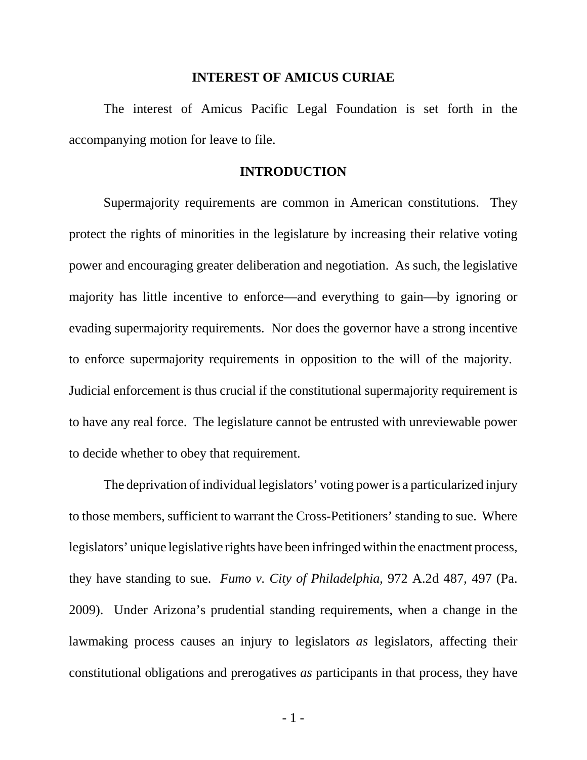## INTEREST OF AMICUS CURIAE

The interest of Amicus Pacific Legal Foundation is set forth in the accompanying motion for leave to file.

## INTRODUCTION

Supermajority requirements are common in American constitutions. They protect the rights of minorities in the legislature by increasing their relative voting power and encouraging greater deliberation and negotiation. As such, the legislative majority has little incentive to enforce—and everything to gain—by ignoring or evading supermajority requirements. Nor does the governor have a strong incentive to enforce supermajority requirements in opposition to the will of the majority. Judicial enforcement is thus crucial if the constitutional supermajority requirement is to have any real force. The legislature cannot be entrusted with unreviewable power to decide whether to obey that requirement.

The deprivation of individual legislators' voting power is a particularized injury to those members, sufficient to warrant the Cross-Petitioners' standing to sue. Where legislators' unique legislative rights have been infringed within the enactment process, they have standing to sue. *Fumo v. City of Philadelphia*, 972 A.2d 487, 497 (Pa. 2009). Under Arizona's prudential standing requirements, when a change in the lawmaking process causes an injury to legislators *as* legislators, affecting their constitutional obligations and prerogatives *as* participants in that process, they have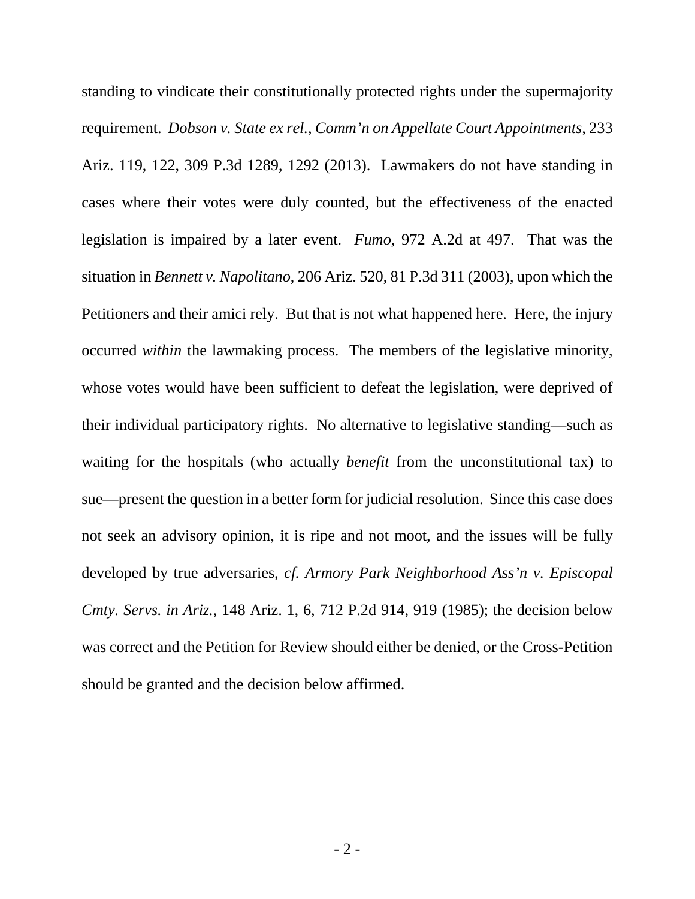standing to vindicate their constitutionally protected rights under the supermajority requirement. *Dobson v. State ex rel., Comm'n on Appellate Court Appointments*, 233 Ariz. 119, 122, 309 P.3d 1289, 1292 (2013). Lawmakers do not have standing in cases where their votes were duly counted, but the effectiveness of the enacted legislation is impaired by a later event. *Fumo*, 972 A.2d at 497. That was the situation in *Bennett v. Napolitano*, 206 Ariz. 520, 81 P.3d 311 (2003), upon which the Petitioners and their amici rely. But that is not what happened here. Here, the injury occurred *within* the lawmaking process. The members of the legislative minority, whose votes would have been sufficient to defeat the legislation, were deprived of their individual participatory rights. No alternative to legislative standing—such as waiting for the hospitals (who actually *benefit* from the unconstitutional tax) to sue—present the question in a better form for judicial resolution. Since this case does not seek an advisory opinion, it is ripe and not moot, and the issues will be fully developed by true adversaries, *cf. Armory Park Neighborhood Ass'n v. Episcopal Cmty. Servs. in Ariz.*, 148 Ariz. 1, 6, 712 P.2d 914, 919 (1985); the decision below was correct and the Petition for Review should either be denied, or the Cross-Petition should be granted and the decision below affirmed.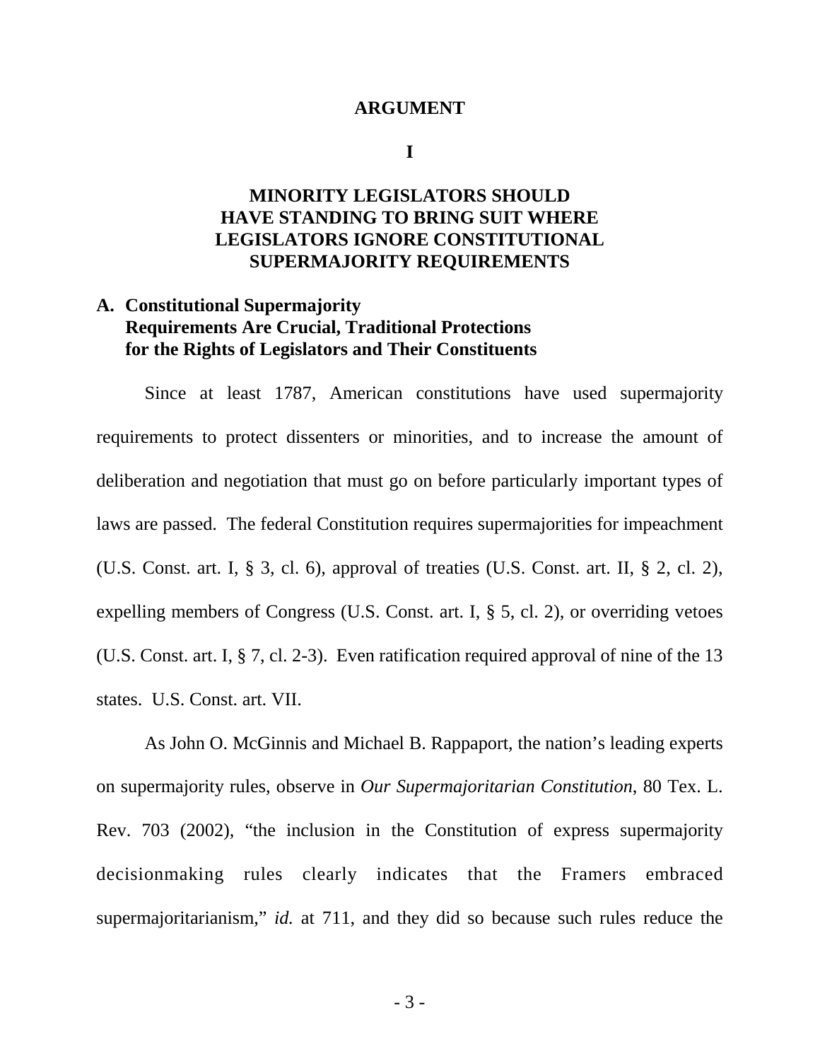# ARGUMENT

## I

## MINORITY LEGISLATORS SHOULD HAVE STANDING TO BRING SUIT WHERE LEGISLATORS IGNORE CONSTITUTIONAL SUPERMAJORITY REQUIREMENTS

### A. Constitutional Supermajority Requirements Are Crucial, Traditional Protections for the Rights of Legislators and Their Constituents

Since at least 1787, American constitutions have used supermajority requirements to protect dissenters or minorities, and to increase the amount of deliberation and negotiation that must go on before particularly important types of laws are passed. The federal Constitution requires supermajorities for impeachment (U.S. Const. art. I, § 3, cl. 6), approval of treaties (U.S. Const. art. II, § 2, cl. 2), expelling members of Congress (U.S. Const. art. I, § 5, cl. 2), or overriding vetoes (U.S. Const. art. I, § 7, cl. 2-3). Even ratification required approval of nine of the 13 states. U.S. Const. art. VII.

As John O. McGinnis and Michael B. Rappaport, the nation's leading experts on supermajority rules, observe in *Our Supermajoritarian Constitution*, 80 Tex. L. Rev. 703 (2002), "the inclusion in the Constitution of express supermajority decisionmaking rules clearly indicates that the Framers embraced supermajoritarianism," *id.* at 711, and they did so because such rules reduce the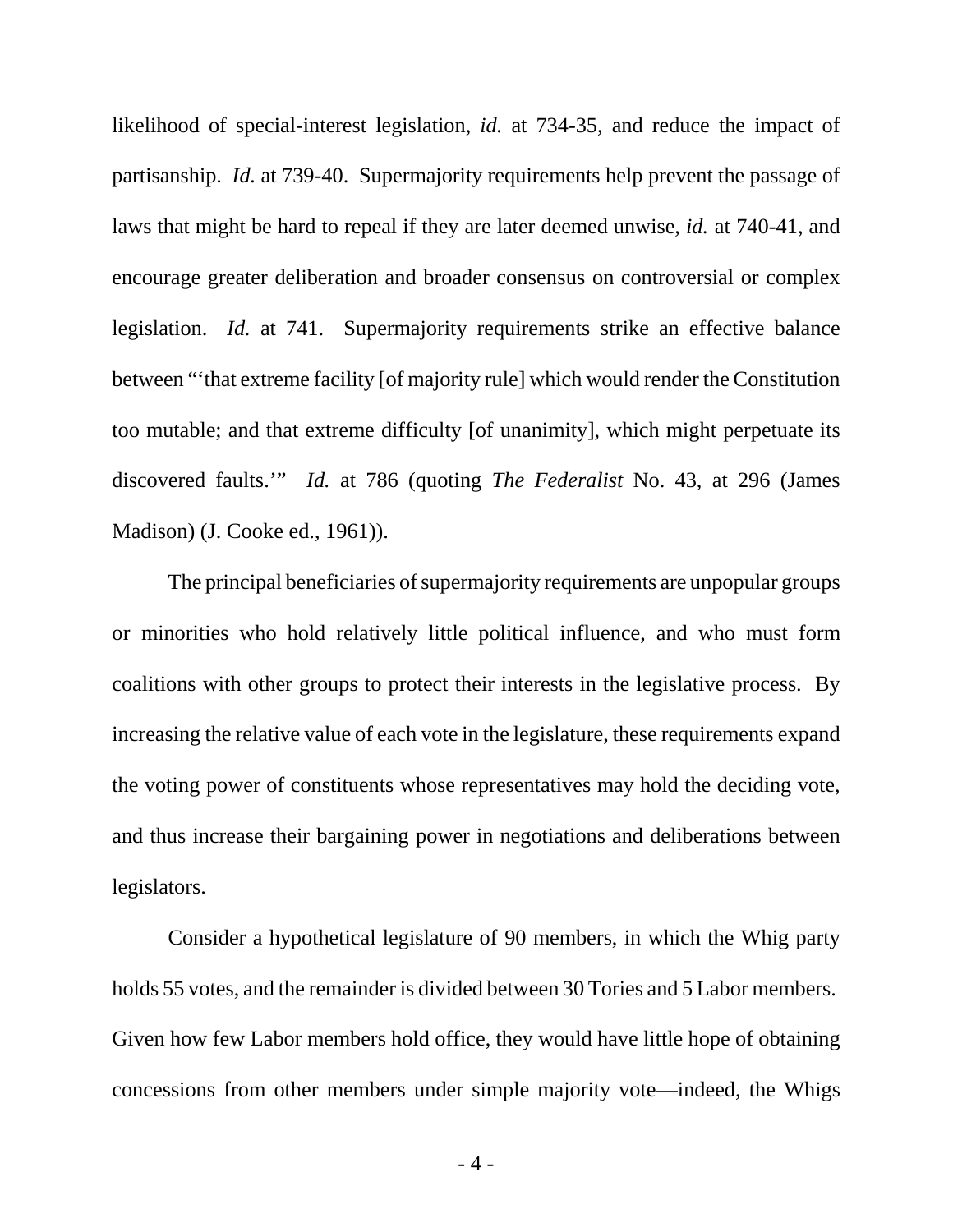likelihood of special-interest legislation, *id.* at 734-35, and reduce the impact of partisanship. *Id.* at 739-40. Supermajority requirements help prevent the passage of laws that might be hard to repeal if they are later deemed unwise, *id.* at 740-41, and encourage greater deliberation and broader consensus on controversial or complex legislation. *Id.* at 741. Supermajority requirements strike an effective balance between "'that extreme facility [of majority rule] which would render the Constitution too mutable; and that extreme difficulty [of unanimity], which might perpetuate its discovered faults.'" *Id.* at 786 (quoting *The Federalist* No. 43, at 296 (James Madison) (J. Cooke ed., 1961)).

The principal beneficiaries of supermajority requirements are unpopular groups or minorities who hold relatively little political influence, and who must form coalitions with other groups to protect their interests in the legislative process. By increasing the relative value of each vote in the legislature, these requirements expand the voting power of constituents whose representatives may hold the deciding vote, and thus increase their bargaining power in negotiations and deliberations between legislators.

Consider a hypothetical legislature of 90 members, in which the Whig party holds 55 votes, and the remainder is divided between 30 Tories and 5 Labor members. Given how few Labor members hold office, they would have little hope of obtaining concessions from other members under simple majority vote—indeed, the Whigs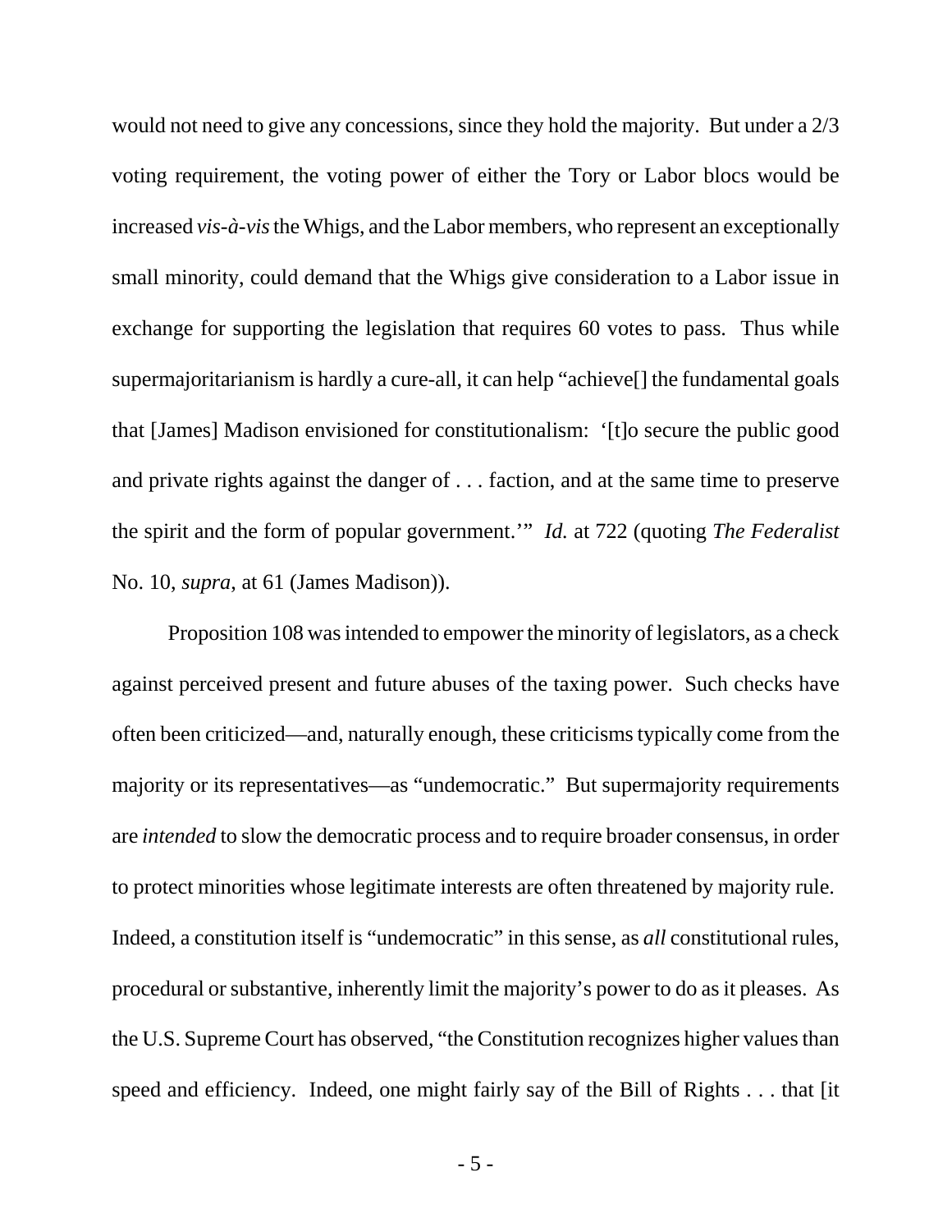would not need to give any concessions, since they hold the majority. But under a 2/3 voting requirement, the voting power of either the Tory or Labor blocs would be increased *vis-à-vis* the Whigs, and the Labor members, who represent an exceptionally small minority, could demand that the Whigs give consideration to a Labor issue in exchange for supporting the legislation that requires 60 votes to pass. Thus while supermajoritarianism is hardly a cure-all, it can help "achieve[] the fundamental goals that [James] Madison envisioned for constitutionalism: '[t]o secure the public good and private rights against the danger of . . . faction, and at the same time to preserve the spirit and the form of popular government.'" *Id.* at 722 (quoting *The Federalist* No. 10, *supra*, at 61 (James Madison)).

Proposition 108 was intended to empower the minority of legislators, as a check against perceived present and future abuses of the taxing power. Such checks have often been criticized—and, naturally enough, these criticisms typically come from the majority or its representatives—as "undemocratic." But supermajority requirements are *intended* to slow the democratic process and to require broader consensus, in order to protect minorities whose legitimate interests are often threatened by majority rule. Indeed, a constitution itself is "undemocratic" in this sense, as *all* constitutional rules, procedural or substantive, inherently limit the majority's power to do as it pleases. As the U.S. Supreme Court has observed, "the Constitution recognizes higher values than speed and efficiency. Indeed, one might fairly say of the Bill of Rights . . . that [it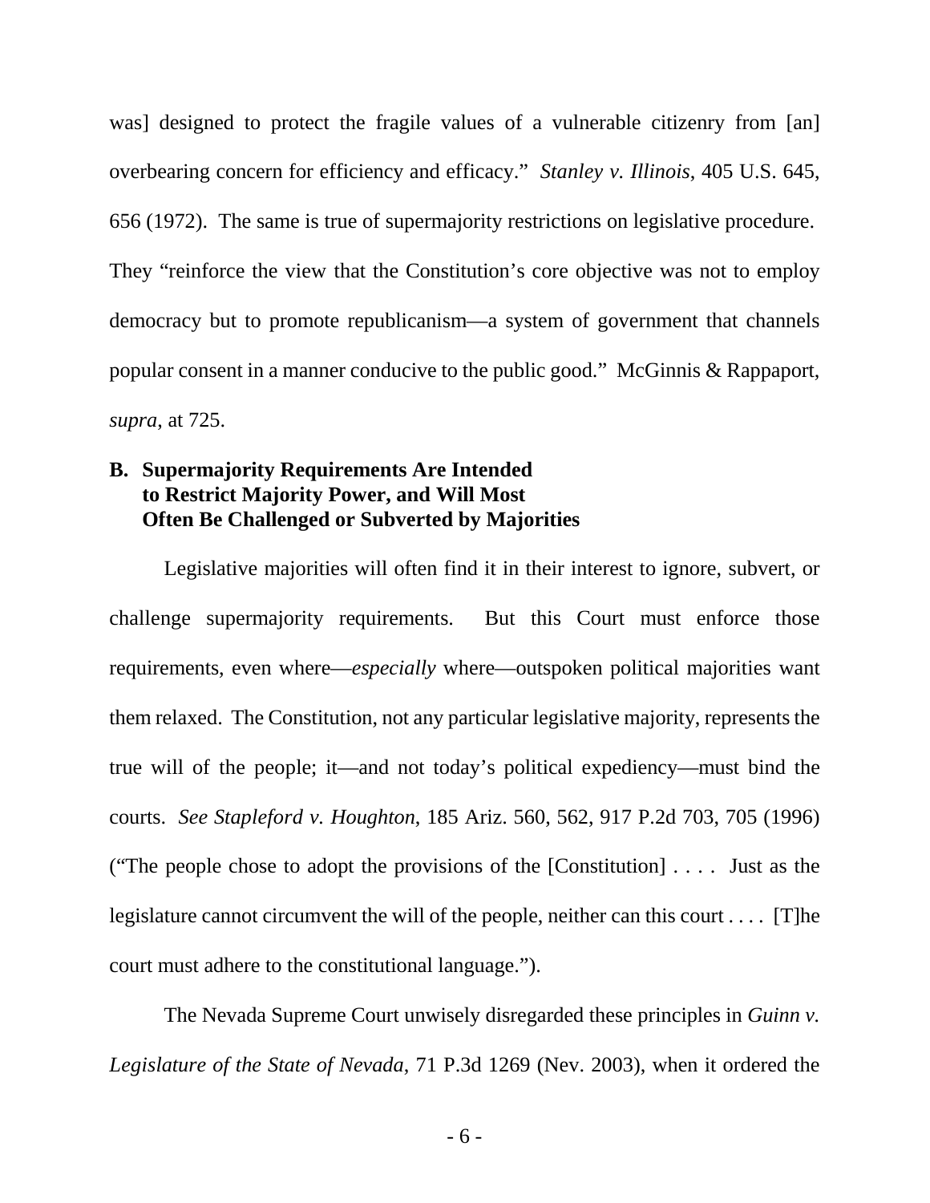was] designed to protect the fragile values of a vulnerable citizenry from [an] overbearing concern for efficiency and efficacy." *Stanley v. Illinois*, 405 U.S. 645, 656 (1972). The same is true of supermajority restrictions on legislative procedure. They "reinforce the view that the Constitution's core objective was not to employ democracy but to promote republicanism—a system of government that channels popular consent in a manner conducive to the public good." McGinnis & Rappaport, *supra*, at 725.

**B. Supermajority Requirements Are Intended to Restrict Majority Power, and Will Most Often Be Challenged or Subverted by Majorities**

Legislative majorities will often find it in their interest to ignore, subvert, or challenge supermajority requirements. But this Court must enforce those requirements, even where—*especially* where—outspoken political majorities want them relaxed. The Constitution, not any particular legislative majority, represents the true will of the people; it—and not today's political expediency—must bind the courts. *See Stapleford v. Houghton*, 185 Ariz. 560, 562, 917 P.2d 703, 705 (1996) ("The people chose to adopt the provisions of the [Constitution] . . . . Just as the legislature cannot circumvent the will of the people, neither can this court . . . . [T]he court must adhere to the constitutional language.").

The Nevada Supreme Court unwisely disregarded these principles in *Guinn v. Legislature of the State of Nevada*, 71 P.3d 1269 (Nev. 2003), when it ordered the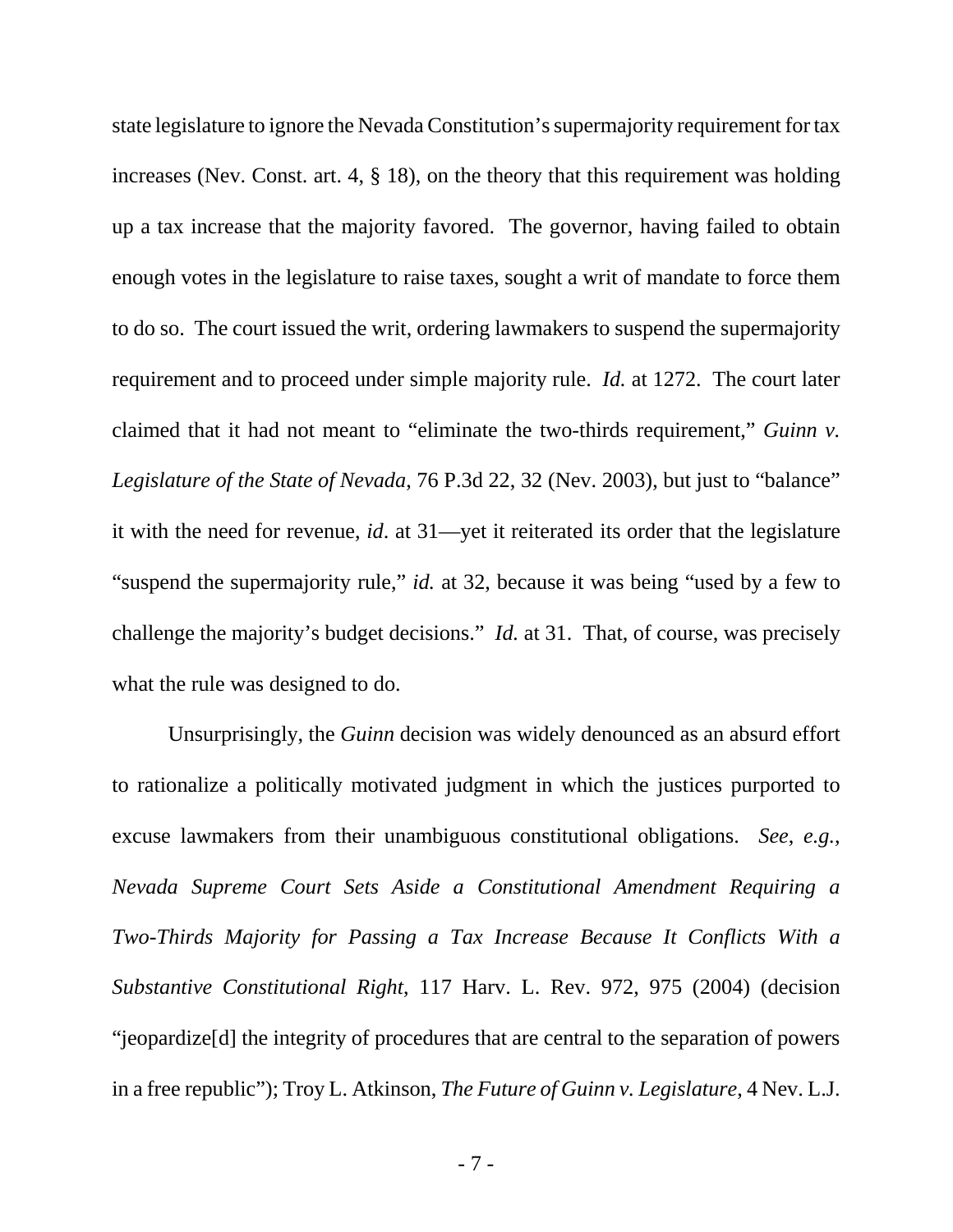state legislature to ignore the Nevada Constitution's supermajority requirement for tax increases (Nev. Const. art. 4, § 18), on the theory that this requirement was holding up a tax increase that the majority favored. The governor, having failed to obtain enough votes in the legislature to raise taxes, sought a writ of mandate to force them to do so. The court issued the writ, ordering lawmakers to suspend the supermajority requirement and to proceed under simple majority rule. *Id.* at 1272. The court later claimed that it had not meant to "eliminate the two-thirds requirement," *Guinn v. Legislature of the State of Nevada*, 76 P.3d 22, 32 (Nev. 2003), but just to "balance" it with the need for revenue, *id*. at 31—yet it reiterated its order that the legislature "suspend the supermajority rule," *id.* at 32, because it was being "used by a few to challenge the majority's budget decisions." *Id.* at 31. That, of course, was precisely what the rule was designed to do.

Unsurprisingly, the *Guinn* decision was widely denounced as an absurd effort to rationalize a politically motivated judgment in which the justices purported to excuse lawmakers from their unambiguous constitutional obligations. *See, e.g.*, *Nevada Supreme Court Sets Aside a Constitutional Amendment Requiring a Two-Thirds Majority for Passing a Tax Increase Because It Conflicts With a Substantive Constitutional Right*, 117 Harv. L. Rev. 972, 975 (2004) (decision "jeopardize[d] the integrity of procedures that are central to the separation of powers in a free republic"); Troy L. Atkinson, *The Future of Guinn v. Legislature*, 4 Nev. L.J.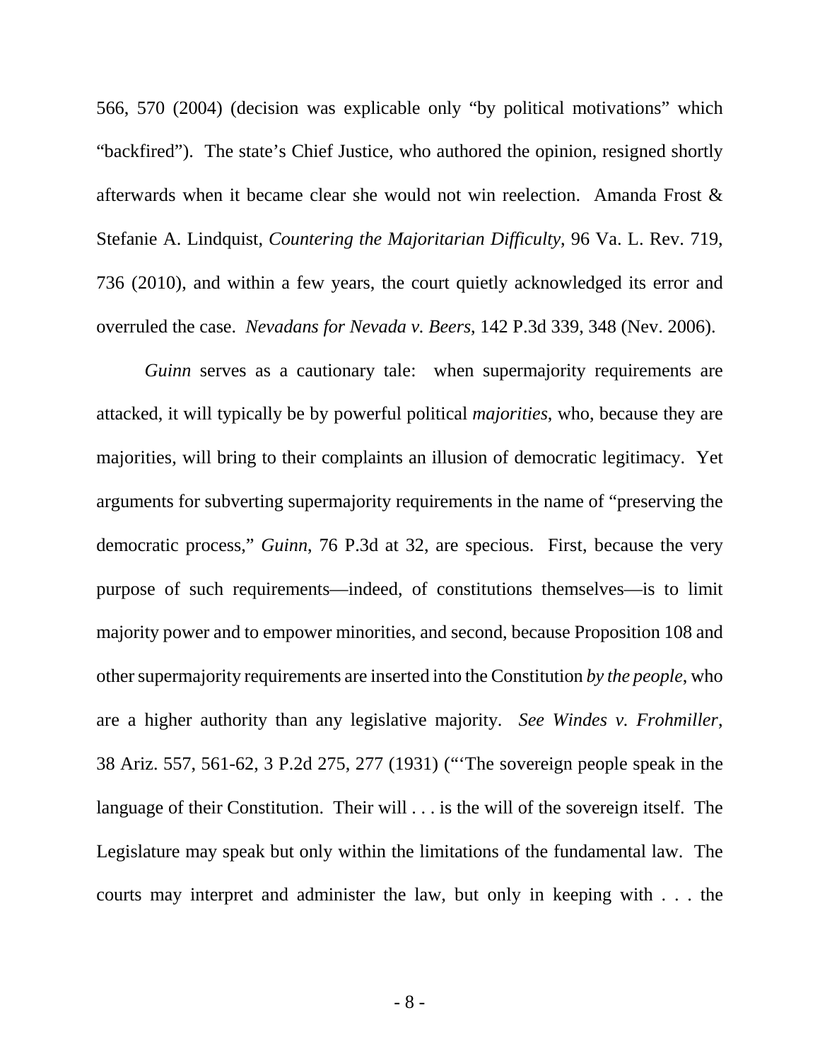566, 570 (2004) (decision was explicable only "by political motivations" which "backfired"). The state's Chief Justice, who authored the opinion, resigned shortly afterwards when it became clear she would not win reelection. Amanda Frost & Stefanie A. Lindquist, *Countering the Majoritarian Difficulty*, 96 Va. L. Rev. 719, 736 (2010), and within a few years, the court quietly acknowledged its error and overruled the case. *Nevadans for Nevada v. Beers*, 142 P.3d 339, 348 (Nev. 2006).

*Guinn* serves as a cautionary tale: when supermajority requirements are attacked, it will typically be by powerful political *majorities*, who, because they are majorities, will bring to their complaints an illusion of democratic legitimacy. Yet arguments for subverting supermajority requirements in the name of "preserving the democratic process," *Guinn*, 76 P.3d at 32, are specious. First, because the very purpose of such requirements—indeed, of constitutions themselves—is to limit majority power and to empower minorities, and second, because Proposition 108 and other supermajority requirements are inserted into the Constitution *by the people*, who are a higher authority than any legislative majority. *See Windes v. Frohmiller*, 38 Ariz. 557, 561-62, 3 P.2d 275, 277 (1931) ("'The sovereign people speak in the language of their Constitution. Their will . . . is the will of the sovereign itself. The Legislature may speak but only within the limitations of the fundamental law. The courts may interpret and administer the law, but only in keeping with . . . the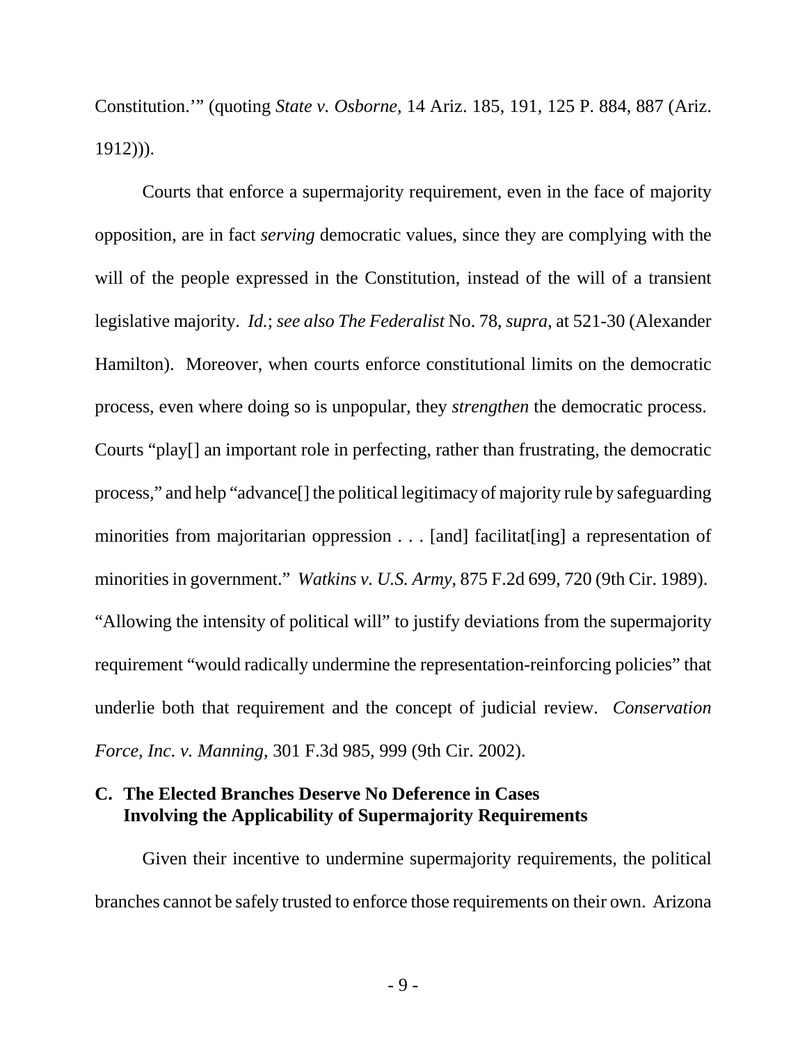Constitution.'" (quoting *State v. Osborne*, 14 Ariz. 185, 191, 125 P. 884, 887 (Ariz. 1912))).

Courts that enforce a supermajority requirement, even in the face of majority opposition, are in fact *serving* democratic values, since they are complying with the will of the people expressed in the Constitution, instead of the will of a transient legislative majority. *Id.*; *see also The Federalist* No. 78, *supra*, at 521-30 (Alexander Hamilton). Moreover, when courts enforce constitutional limits on the democratic process, even where doing so is unpopular, they *strengthen* the democratic process. Courts "play[] an important role in perfecting, rather than frustrating, the democratic process," and help "advance[] the political legitimacy of majority rule by safeguarding minorities from majoritarian oppression . . . [and] facilitat[ing] a representation of minorities in government." *Watkins v. U.S. Army*, 875 F.2d 699, 720 (9th Cir. 1989). "Allowing the intensity of political will" to justify deviations from the supermajority requirement "would radically undermine the representation-reinforcing policies" that underlie both that requirement and the concept of judicial review. *Conservation Force, Inc. v. Manning*, 301 F.3d 985, 999 (9th Cir. 2002).

### C. The Elected Branches Deserve No Deference in Cases Involving the Applicability of Supermajority Requirements

Given their incentive to undermine supermajority requirements, the political branches cannot be safely trusted to enforce those requirements on their own. Arizona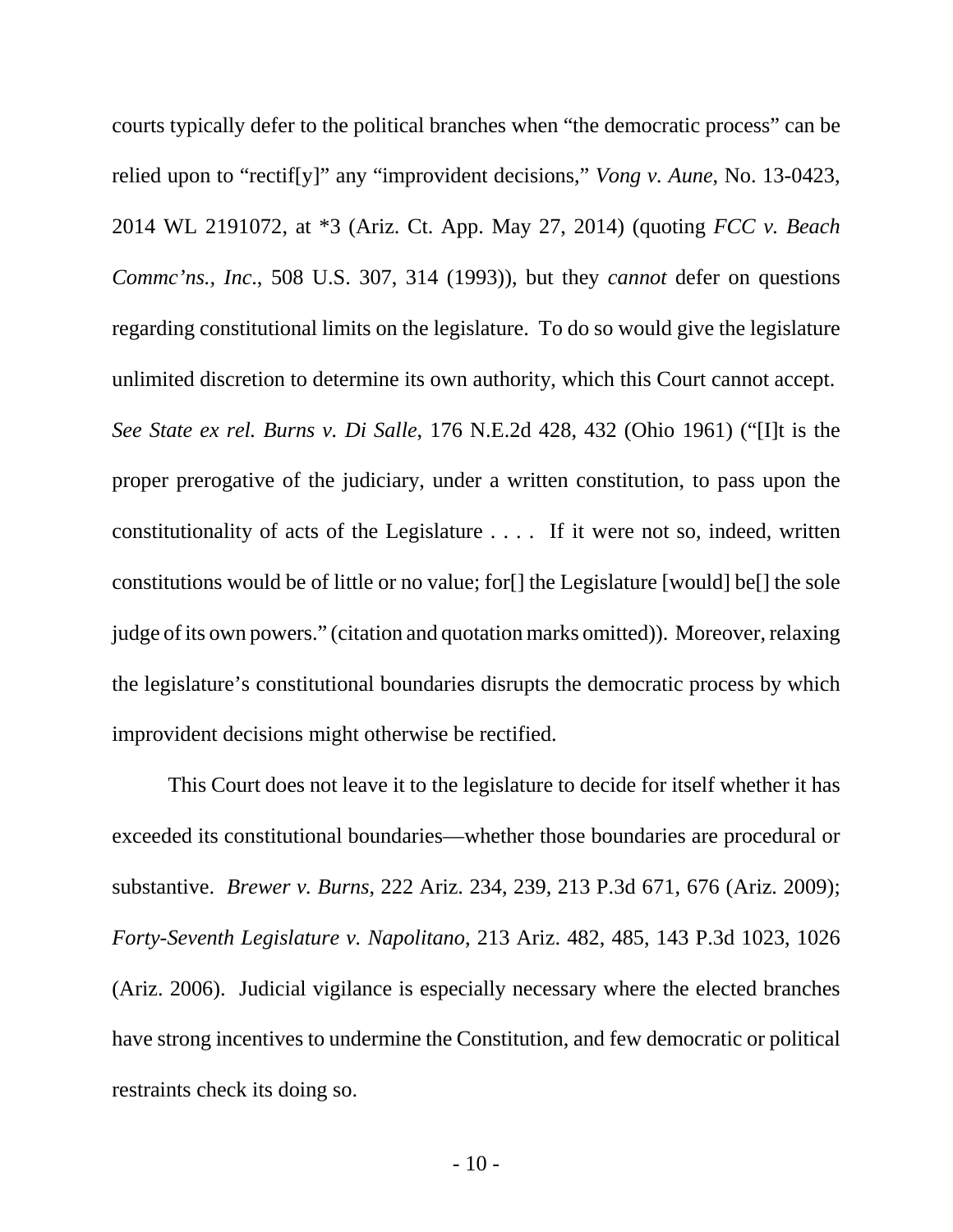courts typically defer to the political branches when "the democratic process" can be relied upon to "rectif[y]" any "improvident decisions," *Vong v. Aune*, No. 13-0423, 2014 WL 2191072, at *3 (Ariz. Ct. App. May 27, 2014) (quoting *FCC v. Beach Commc'ns., Inc*., 508 U.S. 307, 314 (1993)), but they *cannot* defer on questions regarding constitutional limits on the legislature. To do so would give the legislature unlimited discretion to determine its own authority, which this Court cannot accept. *See State ex rel. Burns v. Di Salle*, 176 N.E.2d 428, 432 (Ohio 1961) ("[I]t is the proper prerogative of the judiciary, under a written constitution, to pass upon the constitutionality of acts of the Legislature . . . . If it were not so, indeed, written constitutions would be of little or no value; for[] the Legislature [would] be[] the sole judge of its own powers." (citation and quotation marks omitted)). Moreover, relaxing the legislature's constitutional boundaries disrupts the democratic process by which improvident decisions might otherwise be rectified.

This Court does not leave it to the legislature to decide for itself whether it has exceeded its constitutional boundaries—whether those boundaries are procedural or substantive. *Brewer v. Burns*, 222 Ariz. 234, 239, 213 P.3d 671, 676 (Ariz. 2009); *Forty-Seventh Legislature v. Napolitano*, 213 Ariz. 482, 485, 143 P.3d 1023, 1026 (Ariz. 2006). Judicial vigilance is especially necessary where the elected branches have strong incentives to undermine the Constitution, and few democratic or political restraints check its doing so.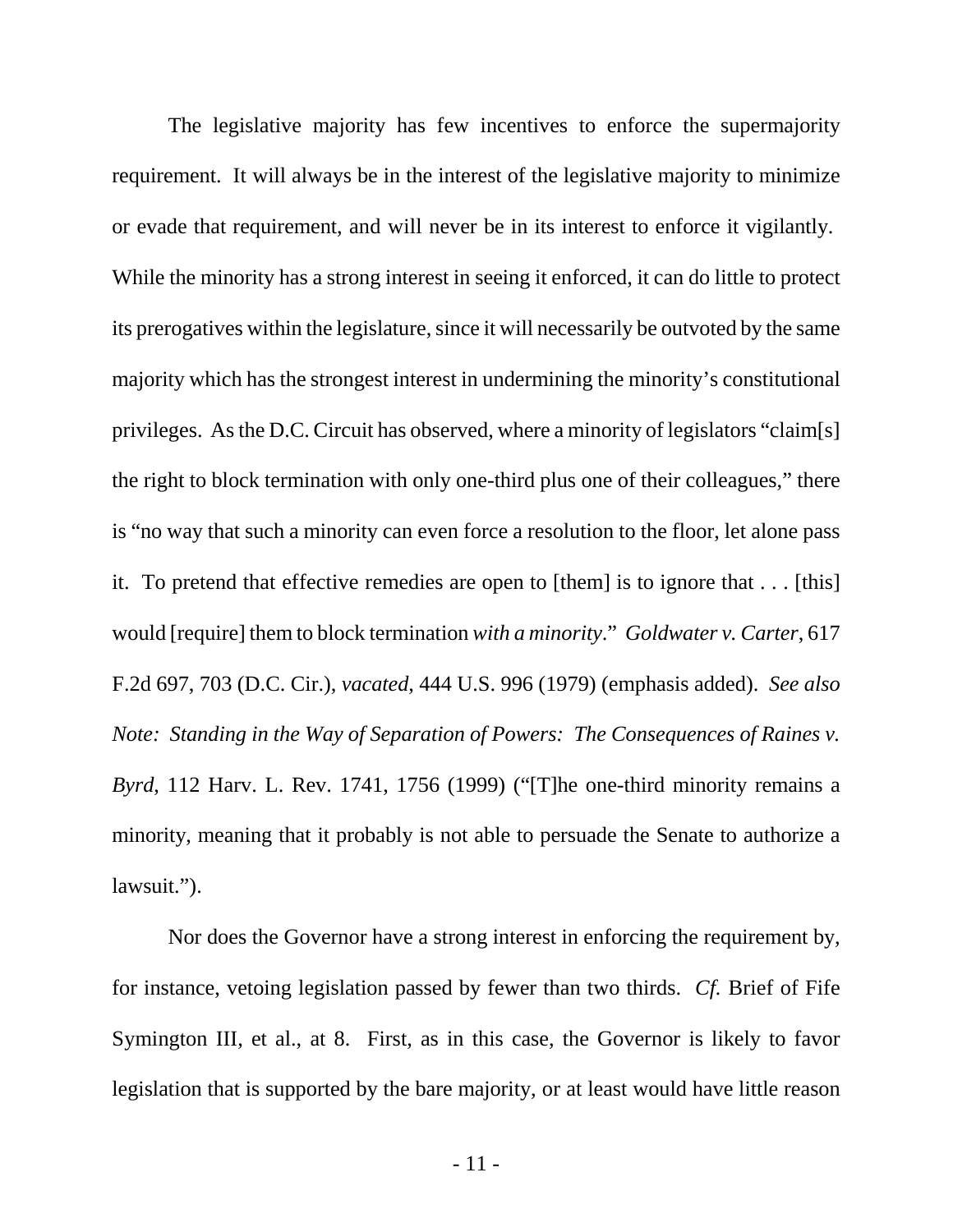The legislative majority has few incentives to enforce the supermajority requirement. It will always be in the interest of the legislative majority to minimize or evade that requirement, and will never be in its interest to enforce it vigilantly. While the minority has a strong interest in seeing it enforced, it can do little to protect its prerogatives within the legislature, since it will necessarily be outvoted by the same majority which has the strongest interest in undermining the minority's constitutional privileges. As the D.C. Circuit has observed, where a minority of legislators "claim[s] the right to block termination with only one-third plus one of their colleagues," there is "no way that such a minority can even force a resolution to the floor, let alone pass it. To pretend that effective remedies are open to [them] is to ignore that . . . [this] would [require] them to block termination *with a minority*." *Goldwater v. Carter*, 617 F.2d 697, 703 (D.C. Cir.), *vacated*, 444 U.S. 996 (1979) (emphasis added). *See also Note: Standing in the Way of Separation of Powers: The Consequences of Raines v. Byrd*, 112 Harv. L. Rev. 1741, 1756 (1999) ("[T]he one-third minority remains a minority, meaning that it probably is not able to persuade the Senate to authorize a lawsuit.").

Nor does the Governor have a strong interest in enforcing the requirement by, for instance, vetoing legislation passed by fewer than two thirds. *Cf.* Brief of Fife Symington III, et al., at 8. First, as in this case, the Governor is likely to favor legislation that is supported by the bare majority, or at least would have little reason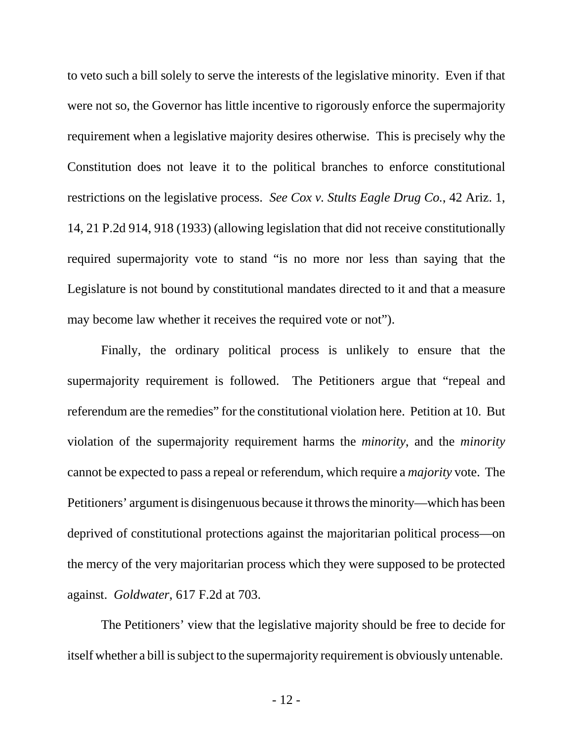to veto such a bill solely to serve the interests of the legislative minority. Even if that were not so, the Governor has little incentive to rigorously enforce the supermajority requirement when a legislative majority desires otherwise. This is precisely why the Constitution does not leave it to the political branches to enforce constitutional restrictions on the legislative process. *See Cox v. Stults Eagle Drug Co.*, 42 Ariz. 1, 14, 21 P.2d 914, 918 (1933) (allowing legislation that did not receive constitutionally required supermajority vote to stand "is no more nor less than saying that the Legislature is not bound by constitutional mandates directed to it and that a measure may become law whether it receives the required vote or not").

Finally, the ordinary political process is unlikely to ensure that the supermajority requirement is followed. The Petitioners argue that "repeal and referendum are the remedies" for the constitutional violation here. Petition at 10. But violation of the supermajority requirement harms the *minority*, and the *minority* cannot be expected to pass a repeal or referendum, which require a *majority* vote. The Petitioners' argument is disingenuous because it throws the minority—which has been deprived of constitutional protections against the majoritarian political process—on the mercy of the very majoritarian process which they were supposed to be protected against. *Goldwater*, 617 F.2d at 703.

The Petitioners' view that the legislative majority should be free to decide for itself whether a bill is subject to the supermajority requirement is obviously untenable.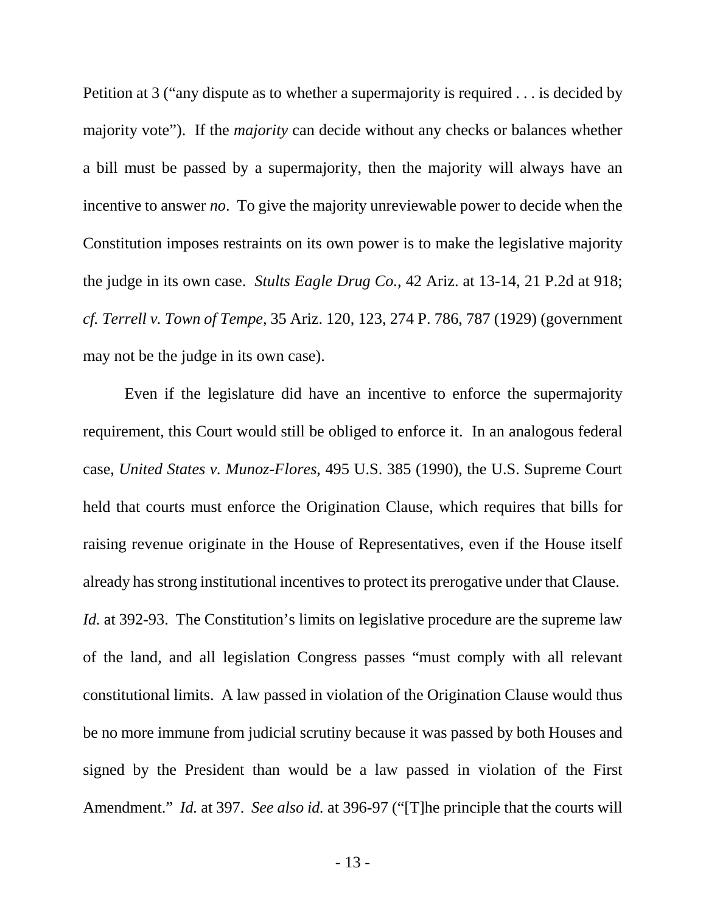Petition at 3 ("any dispute as to whether a supermajority is required . . . is decided by majority vote"). If the *majority* can decide without any checks or balances whether a bill must be passed by a supermajority, then the majority will always have an incentive to answer *no*. To give the majority unreviewable power to decide when the Constitution imposes restraints on its own power is to make the legislative majority the judge in its own case. *Stults Eagle Drug Co.*, 42 Ariz. at 13-14, 21 P.2d at 918; *cf. Terrell v. Town of Tempe*, 35 Ariz. 120, 123, 274 P. 786, 787 (1929) (government may not be the judge in its own case).

Even if the legislature did have an incentive to enforce the supermajority requirement, this Court would still be obliged to enforce it. In an analogous federal case, *United States v. Munoz-Flores*, 495 U.S. 385 (1990), the U.S. Supreme Court held that courts must enforce the Origination Clause, which requires that bills for raising revenue originate in the House of Representatives, even if the House itself already has strong institutional incentives to protect its prerogative under that Clause. *Id.* at 392-93. The Constitution's limits on legislative procedure are the supreme law of the land, and all legislation Congress passes "must comply with all relevant constitutional limits. A law passed in violation of the Origination Clause would thus be no more immune from judicial scrutiny because it was passed by both Houses and signed by the President than would be a law passed in violation of the First Amendment." *Id.* at 397. *See also id.* at 396-97 ("[T]he principle that the courts will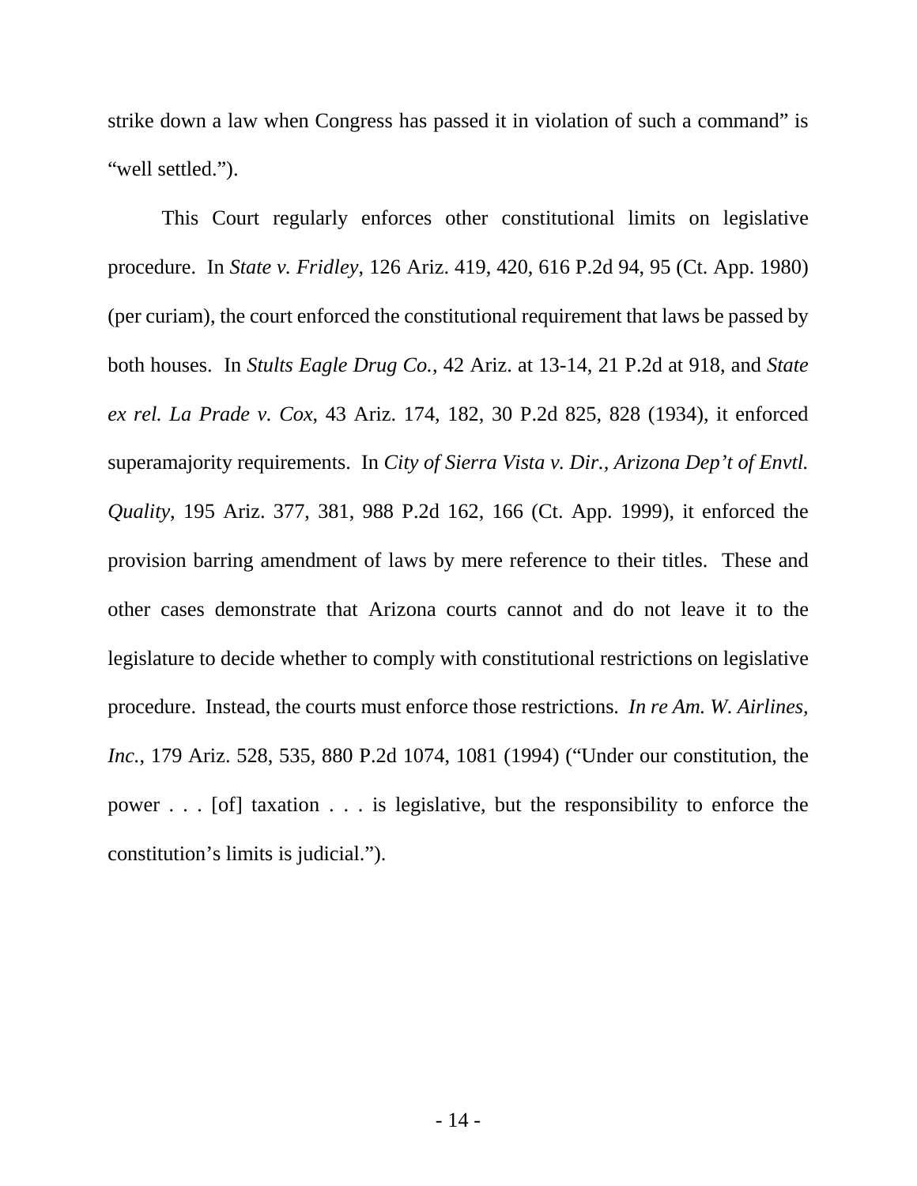strike down a law when Congress has passed it in violation of such a command" is "well settled.").

This Court regularly enforces other constitutional limits on legislative procedure. In *State v. Fridley*, 126 Ariz. 419, 420, 616 P.2d 94, 95 (Ct. App. 1980) (per curiam), the court enforced the constitutional requirement that laws be passed by both houses. In *Stults Eagle Drug Co.*, 42 Ariz. at 13-14, 21 P.2d at 918, and *State ex rel. La Prade v. Cox*, 43 Ariz. 174, 182, 30 P.2d 825, 828 (1934), it enforced superamajority requirements. In *City of Sierra Vista v. Dir., Arizona Dep't of Envtl. Quality*, 195 Ariz. 377, 381, 988 P.2d 162, 166 (Ct. App. 1999), it enforced the provision barring amendment of laws by mere reference to their titles. These and other cases demonstrate that Arizona courts cannot and do not leave it to the legislature to decide whether to comply with constitutional restrictions on legislative procedure. Instead, the courts must enforce those restrictions. *In re Am. W. Airlines, Inc.*, 179 Ariz. 528, 535, 880 P.2d 1074, 1081 (1994) ("Under our constitution, the power . . . [of] taxation . . . is legislative, but the responsibility to enforce the constitution's limits is judicial.").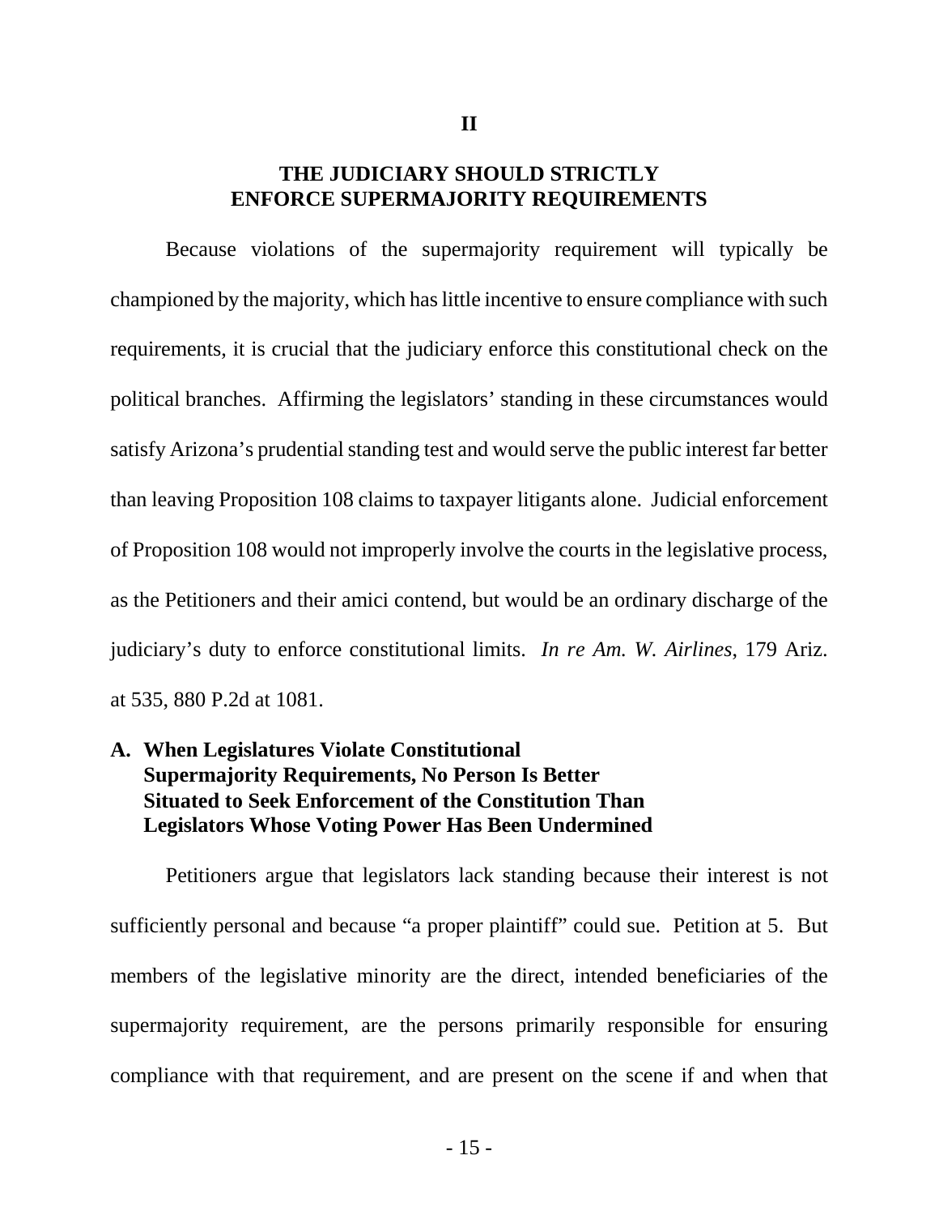## II

## THE JUDICIARY SHOULD STRICTLY ENFORCE SUPERMAJORITY REQUIREMENTS

Because violations of the supermajority requirement will typically be championed by the majority, which has little incentive to ensure compliance with such requirements, it is crucial that the judiciary enforce this constitutional check on the political branches. Affirming the legislators' standing in these circumstances would satisfy Arizona's prudential standing test and would serve the public interest far better than leaving Proposition 108 claims to taxpayer litigants alone. Judicial enforcement of Proposition 108 would not improperly involve the courts in the legislative process, as the Petitioners and their amici contend, but would be an ordinary discharge of the judiciary's duty to enforce constitutional limits. *In re Am. W. Airlines*, 179 Ariz. at 535, 880 P.2d at 1081.

### A. When Legislatures Violate Constitutional Supermajority Requirements, No Person Is Better Situated to Seek Enforcement of the Constitution Than Legislators Whose Voting Power Has Been Undermined

Petitioners argue that legislators lack standing because their interest is not sufficiently personal and because "a proper plaintiff" could sue. Petition at 5. But members of the legislative minority are the direct, intended beneficiaries of the supermajority requirement, are the persons primarily responsible for ensuring compliance with that requirement, and are present on the scene if and when that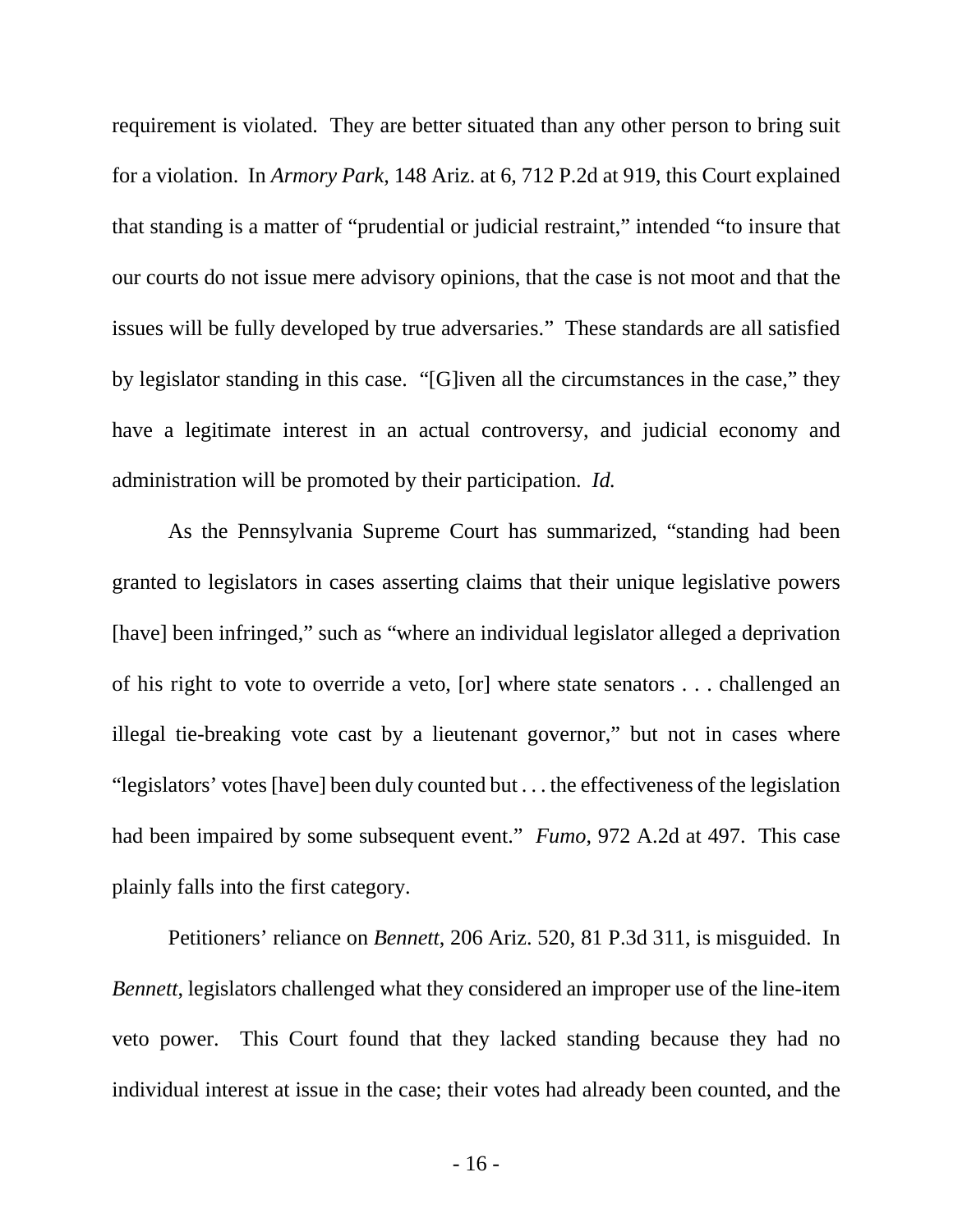requirement is violated. They are better situated than any other person to bring suit for a violation. In *Armory Park*, 148 Ariz. at 6, 712 P.2d at 919, this Court explained that standing is a matter of "prudential or judicial restraint," intended "to insure that our courts do not issue mere advisory opinions, that the case is not moot and that the issues will be fully developed by true adversaries." These standards are all satisfied by legislator standing in this case. "[G]iven all the circumstances in the case," they have a legitimate interest in an actual controversy, and judicial economy and administration will be promoted by their participation. *Id.*

As the Pennsylvania Supreme Court has summarized, "standing had been granted to legislators in cases asserting claims that their unique legislative powers [have] been infringed," such as "where an individual legislator alleged a deprivation of his right to vote to override a veto, [or] where state senators . . . challenged an illegal tie-breaking vote cast by a lieutenant governor," but not in cases where "legislators' votes [have] been duly counted but . . . the effectiveness of the legislation had been impaired by some subsequent event." *Fumo*, 972 A.2d at 497. This case plainly falls into the first category.

Petitioners' reliance on *Bennett*, 206 Ariz. 520, 81 P.3d 311, is misguided. In *Bennett*, legislators challenged what they considered an improper use of the line-item veto power. This Court found that they lacked standing because they had no individual interest at issue in the case; their votes had already been counted, and the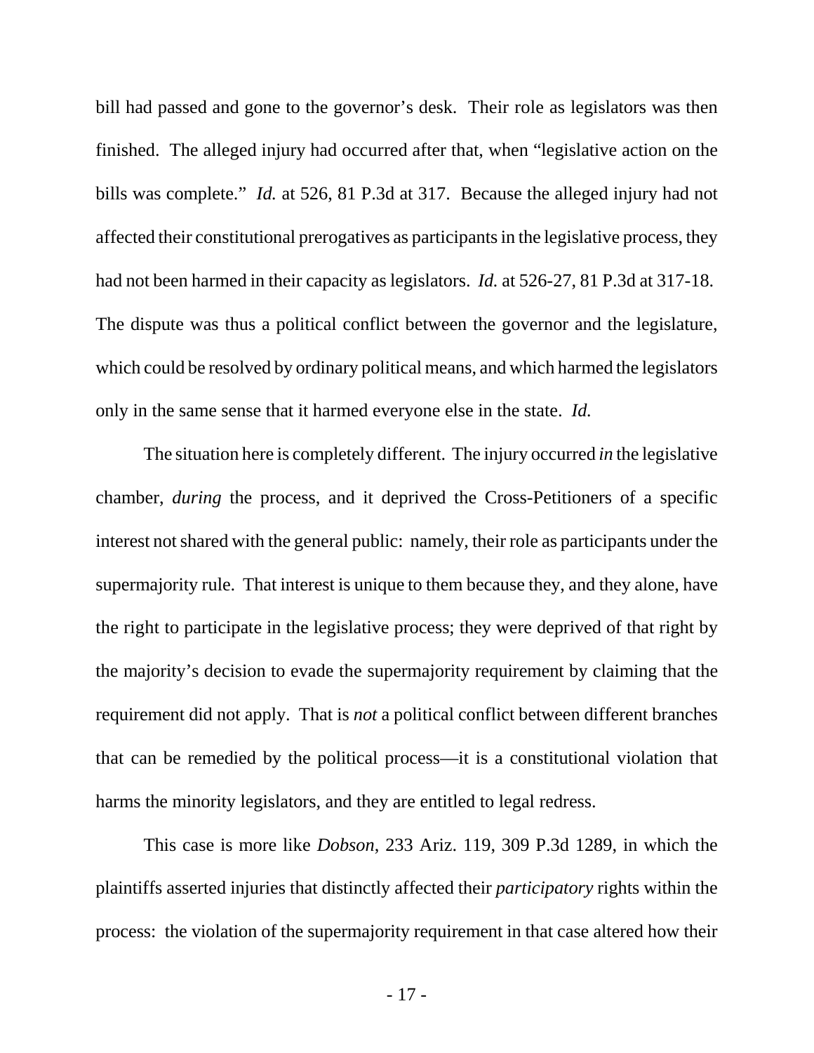bill had passed and gone to the governor's desk. Their role as legislators was then finished. The alleged injury had occurred after that, when "legislative action on the bills was complete." *Id.* at 526, 81 P.3d at 317. Because the alleged injury had not affected their constitutional prerogatives as participants in the legislative process, they had not been harmed in their capacity as legislators. *Id.* at 526-27, 81 P.3d at 317-18. The dispute was thus a political conflict between the governor and the legislature, which could be resolved by ordinary political means, and which harmed the legislators only in the same sense that it harmed everyone else in the state. *Id.*

The situation here is completely different. The injury occurred *in* the legislative chamber, *during* the process, and it deprived the Cross-Petitioners of a specific interest not shared with the general public: namely, their role as participants under the supermajority rule. That interest is unique to them because they, and they alone, have the right to participate in the legislative process; they were deprived of that right by the majority's decision to evade the supermajority requirement by claiming that the requirement did not apply. That is *not* a political conflict between different branches that can be remedied by the political process—it is a constitutional violation that harms the minority legislators, and they are entitled to legal redress.

This case is more like *Dobson*, 233 Ariz. 119, 309 P.3d 1289, in which the plaintiffs asserted injuries that distinctly affected their *participatory* rights within the process: the violation of the supermajority requirement in that case altered how their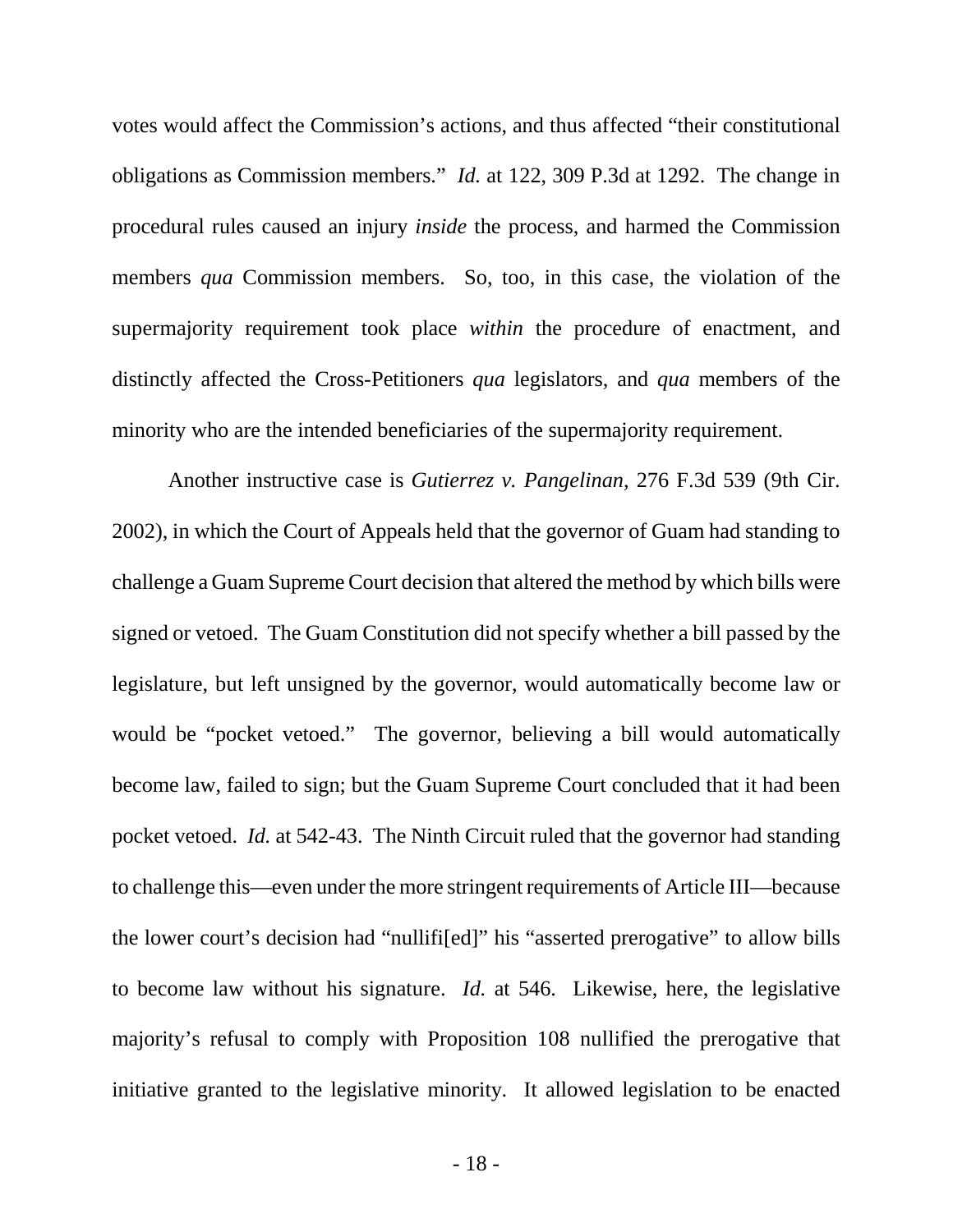votes would affect the Commission's actions, and thus affected "their constitutional obligations as Commission members." *Id.* at 122, 309 P.3d at 1292. The change in procedural rules caused an injury *inside* the process, and harmed the Commission members *qua* Commission members. So, too, in this case, the violation of the supermajority requirement took place *within* the procedure of enactment, and distinctly affected the Cross-Petitioners *qua* legislators, and *qua* members of the minority who are the intended beneficiaries of the supermajority requirement.

Another instructive case is *Gutierrez v. Pangelinan*, 276 F.3d 539 (9th Cir. 2002), in which the Court of Appeals held that the governor of Guam had standing to challenge a Guam Supreme Court decision that altered the method by which bills were signed or vetoed. The Guam Constitution did not specify whether a bill passed by the legislature, but left unsigned by the governor, would automatically become law or would be "pocket vetoed." The governor, believing a bill would automatically become law, failed to sign; but the Guam Supreme Court concluded that it had been pocket vetoed. *Id.* at 542-43. The Ninth Circuit ruled that the governor had standing to challenge this—even under the more stringent requirements of Article III—because the lower court's decision had "nullifi[ed]" his "asserted prerogative" to allow bills to become law without his signature. *Id.* at 546. Likewise, here, the legislative majority's refusal to comply with Proposition 108 nullified the prerogative that initiative granted to the legislative minority. It allowed legislation to be enacted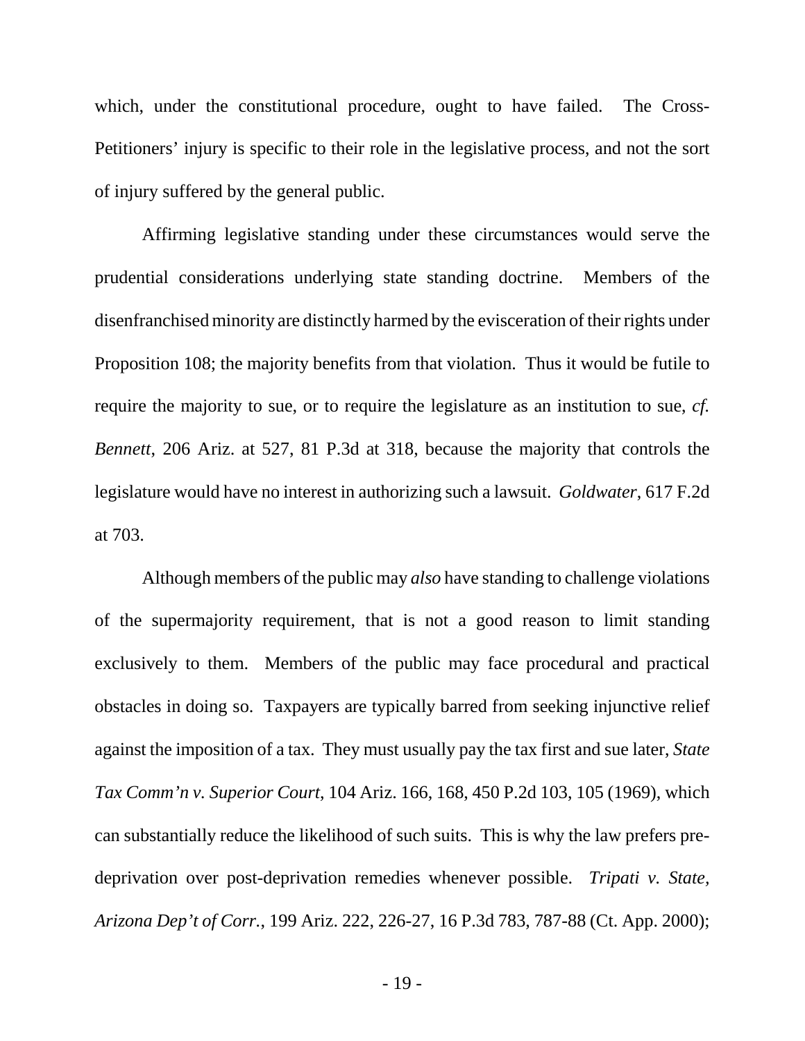which, under the constitutional procedure, ought to have failed. The Cross-Petitioners' injury is specific to their role in the legislative process, and not the sort of injury suffered by the general public.

Affirming legislative standing under these circumstances would serve the prudential considerations underlying state standing doctrine. Members of the disenfranchised minority are distinctly harmed by the evisceration of their rights under Proposition 108; the majority benefits from that violation. Thus it would be futile to require the majority to sue, or to require the legislature as an institution to sue, *cf. Bennett*, 206 Ariz. at 527, 81 P.3d at 318, because the majority that controls the legislature would have no interest in authorizing such a lawsuit. *Goldwater*, 617 F.2d at 703.

Although members of the public may *also* have standing to challenge violations of the supermajority requirement, that is not a good reason to limit standing exclusively to them. Members of the public may face procedural and practical obstacles in doing so. Taxpayers are typically barred from seeking injunctive relief against the imposition of a tax. They must usually pay the tax first and sue later, *State Tax Comm'n v. Superior Court*, 104 Ariz. 166, 168, 450 P.2d 103, 105 (1969), which can substantially reduce the likelihood of such suits. This is why the law prefers pre-deprivation over post-deprivation remedies whenever possible. *Tripati v. State, Arizona Dep't of Corr.*, 199 Ariz. 222, 226-27, 16 P.3d 783, 787-88 (Ct. App. 2000);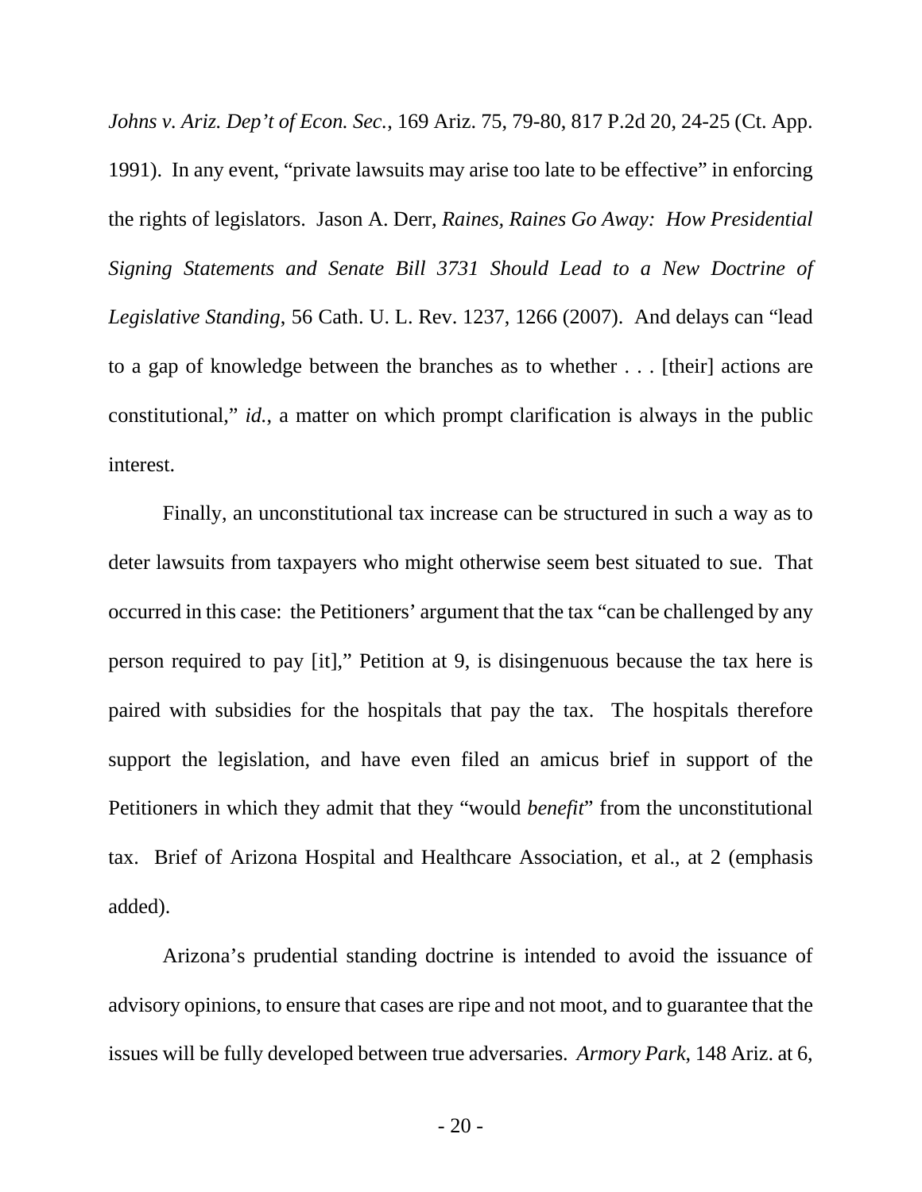*Johns v. Ariz. Dep't of Econ. Sec.*, 169 Ariz. 75, 79-80, 817 P.2d 20, 24-25 (Ct. App. 1991). In any event, "private lawsuits may arise too late to be effective" in enforcing the rights of legislators. Jason A. Derr, *Raines, Raines Go Away: How Presidential Signing Statements and Senate Bill 3731 Should Lead to a New Doctrine of Legislative Standing*, 56 Cath. U. L. Rev. 1237, 1266 (2007). And delays can "lead to a gap of knowledge between the branches as to whether . . . [their] actions are constitutional," *id.*, a matter on which prompt clarification is always in the public interest.

Finally, an unconstitutional tax increase can be structured in such a way as to deter lawsuits from taxpayers who might otherwise seem best situated to sue. That occurred in this case: the Petitioners' argument that the tax "can be challenged by any person required to pay [it]," Petition at 9, is disingenuous because the tax here is paired with subsidies for the hospitals that pay the tax. The hospitals therefore support the legislation, and have even filed an amicus brief in support of the Petitioners in which they admit that they "would *benefit*" from the unconstitutional tax. Brief of Arizona Hospital and Healthcare Association, et al., at 2 (emphasis added).

Arizona's prudential standing doctrine is intended to avoid the issuance of advisory opinions, to ensure that cases are ripe and not moot, and to guarantee that the issues will be fully developed between true adversaries. *Armory Park*, 148 Ariz. at 6,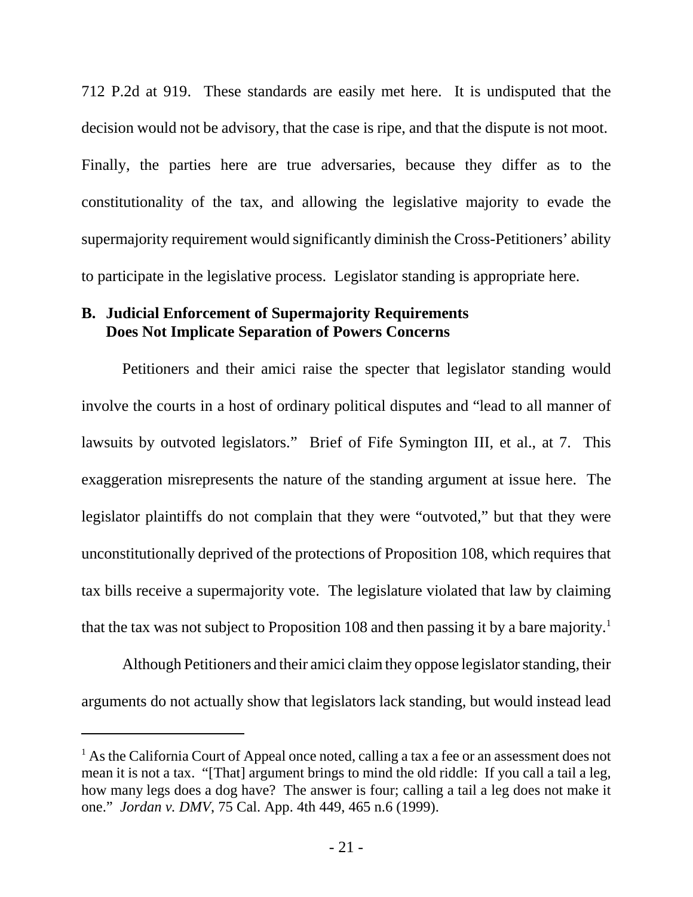712 P.2d at 919. These standards are easily met here. It is undisputed that the decision would not be advisory, that the case is ripe, and that the dispute is not moot. Finally, the parties here are true adversaries, because they differ as to the constitutionality of the tax, and allowing the legislative majority to evade the supermajority requirement would significantly diminish the Cross-Petitioners' ability to participate in the legislative process. Legislator standing is appropriate here.

### B. Judicial Enforcement of Supermajority Requirements Does Not Implicate Separation of Powers Concerns

Petitioners and their amici raise the specter that legislator standing would involve the courts in a host of ordinary political disputes and "lead to all manner of lawsuits by outvoted legislators." Brief of Fife Symington III, et al., at 7. This exaggeration misrepresents the nature of the standing argument at issue here. The legislator plaintiffs do not complain that they were "outvoted," but that they were unconstitutionally deprived of the protections of Proposition 108, which requires that tax bills receive a supermajority vote. The legislature violated that law by claiming that the tax was not subject to Proposition 108 and then passing it by a bare majority.[1]

Although Petitioners and their amici claim they oppose legislator standing, their arguments do not actually show that legislators lack standing, but would instead lead

---

[1] As the California Court of Appeal once noted, calling a tax a fee or an assessment does not mean it is not a tax. "[That] argument brings to mind the old riddle: If you call a tail a leg, how many legs does a dog have? The answer is four; calling a tail a leg does not make it one." *Jordan v. DMV*, 75 Cal. App. 4th 449, 465 n.6 (1999).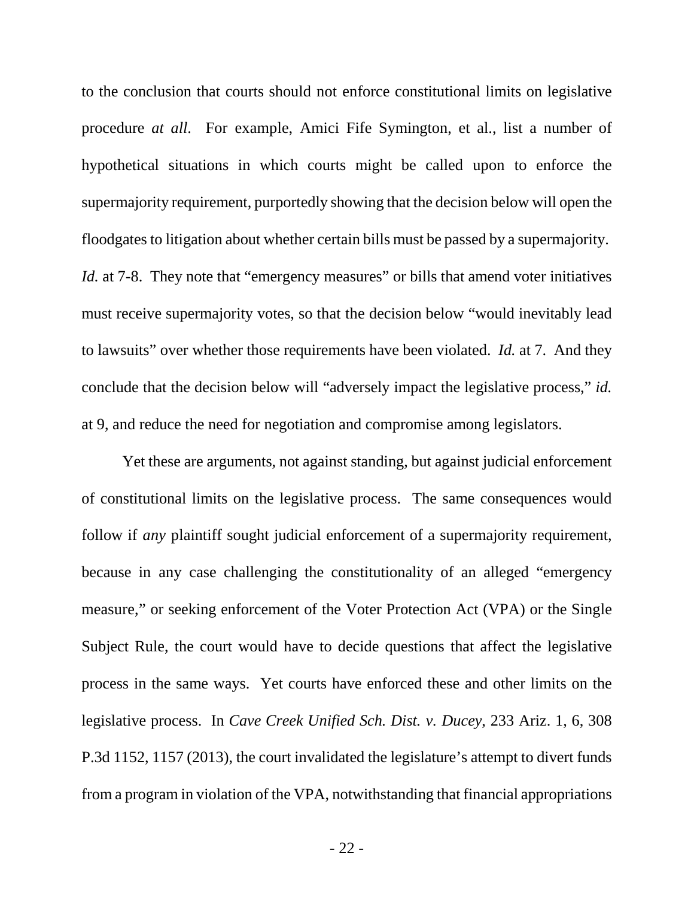to the conclusion that courts should not enforce constitutional limits on legislative procedure *at all*. For example, Amici Fife Symington, et al., list a number of hypothetical situations in which courts might be called upon to enforce the supermajority requirement, purportedly showing that the decision below will open the floodgates to litigation about whether certain bills must be passed by a supermajority. *Id.* at 7-8. They note that "emergency measures" or bills that amend voter initiatives must receive supermajority votes, so that the decision below "would inevitably lead to lawsuits" over whether those requirements have been violated. *Id.* at 7. And they conclude that the decision below will "adversely impact the legislative process," *id.* at 9, and reduce the need for negotiation and compromise among legislators.

Yet these are arguments, not against standing, but against judicial enforcement of constitutional limits on the legislative process. The same consequences would follow if *any* plaintiff sought judicial enforcement of a supermajority requirement, because in any case challenging the constitutionality of an alleged "emergency measure," or seeking enforcement of the Voter Protection Act (VPA) or the Single Subject Rule, the court would have to decide questions that affect the legislative process in the same ways. Yet courts have enforced these and other limits on the legislative process. In *Cave Creek Unified Sch. Dist. v. Ducey*, 233 Ariz. 1, 6, 308 P.3d 1152, 1157 (2013), the court invalidated the legislature's attempt to divert funds from a program in violation of the VPA, notwithstanding that financial appropriations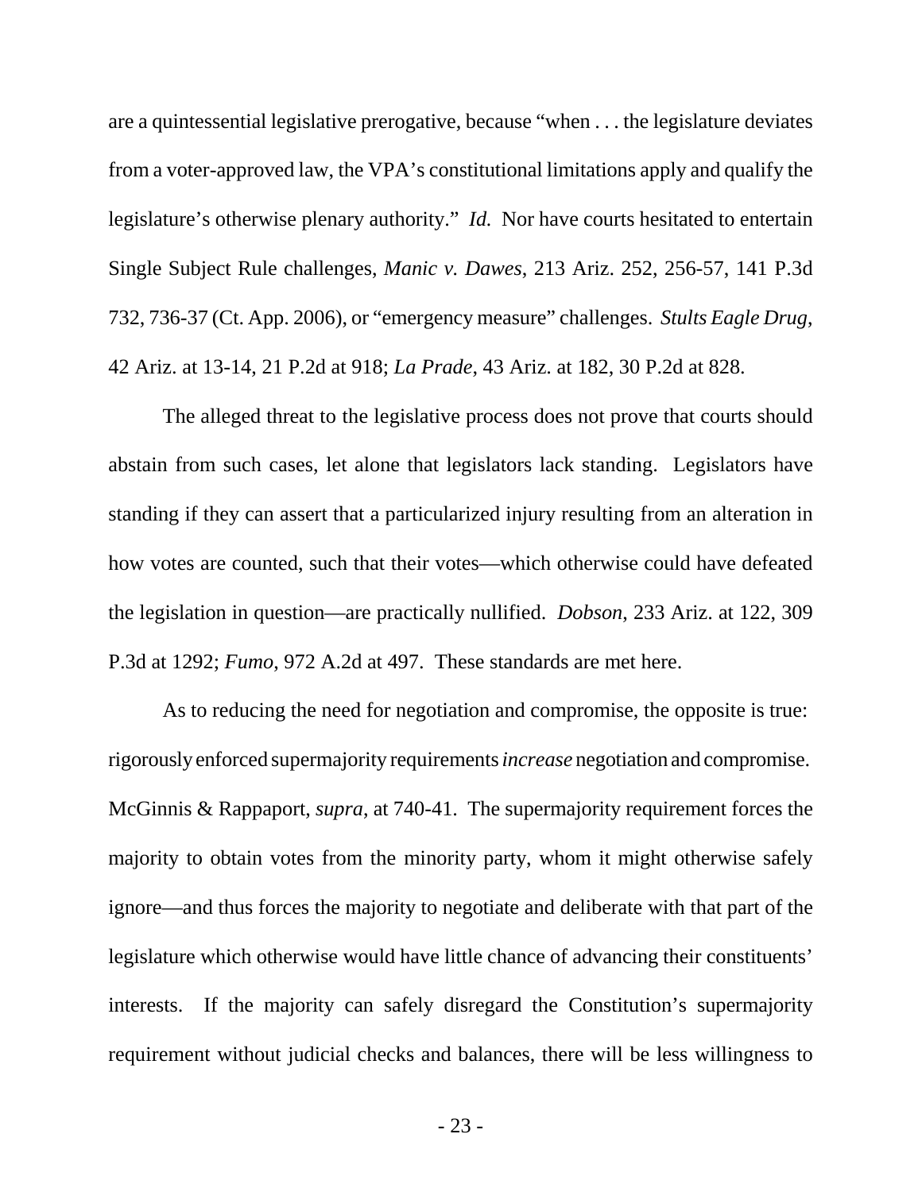are a quintessential legislative prerogative, because "when . . . the legislature deviates from a voter-approved law, the VPA's constitutional limitations apply and qualify the legislature's otherwise plenary authority." *Id.* Nor have courts hesitated to entertain Single Subject Rule challenges, *Manic v. Dawes*, 213 Ariz. 252, 256-57, 141 P.3d 732, 736-37 (Ct. App. 2006), or "emergency measure" challenges. *Stults Eagle Drug*, 42 Ariz. at 13-14, 21 P.2d at 918; *La Prade*, 43 Ariz. at 182, 30 P.2d at 828.

The alleged threat to the legislative process does not prove that courts should abstain from such cases, let alone that legislators lack standing. Legislators have standing if they can assert that a particularized injury resulting from an alteration in how votes are counted, such that their votes—which otherwise could have defeated the legislation in question—are practically nullified. *Dobson*, 233 Ariz. at 122, 309 P.3d at 1292; *Fumo*, 972 A.2d at 497. These standards are met here.

As to reducing the need for negotiation and compromise, the opposite is true: rigorously enforced supermajority requirements *increase* negotiation and compromise. McGinnis & Rappaport, *supra*, at 740-41. The supermajority requirement forces the majority to obtain votes from the minority party, whom it might otherwise safely ignore—and thus forces the majority to negotiate and deliberate with that part of the legislature which otherwise would have little chance of advancing their constituents' interests. If the majority can safely disregard the Constitution's supermajority requirement without judicial checks and balances, there will be less willingness to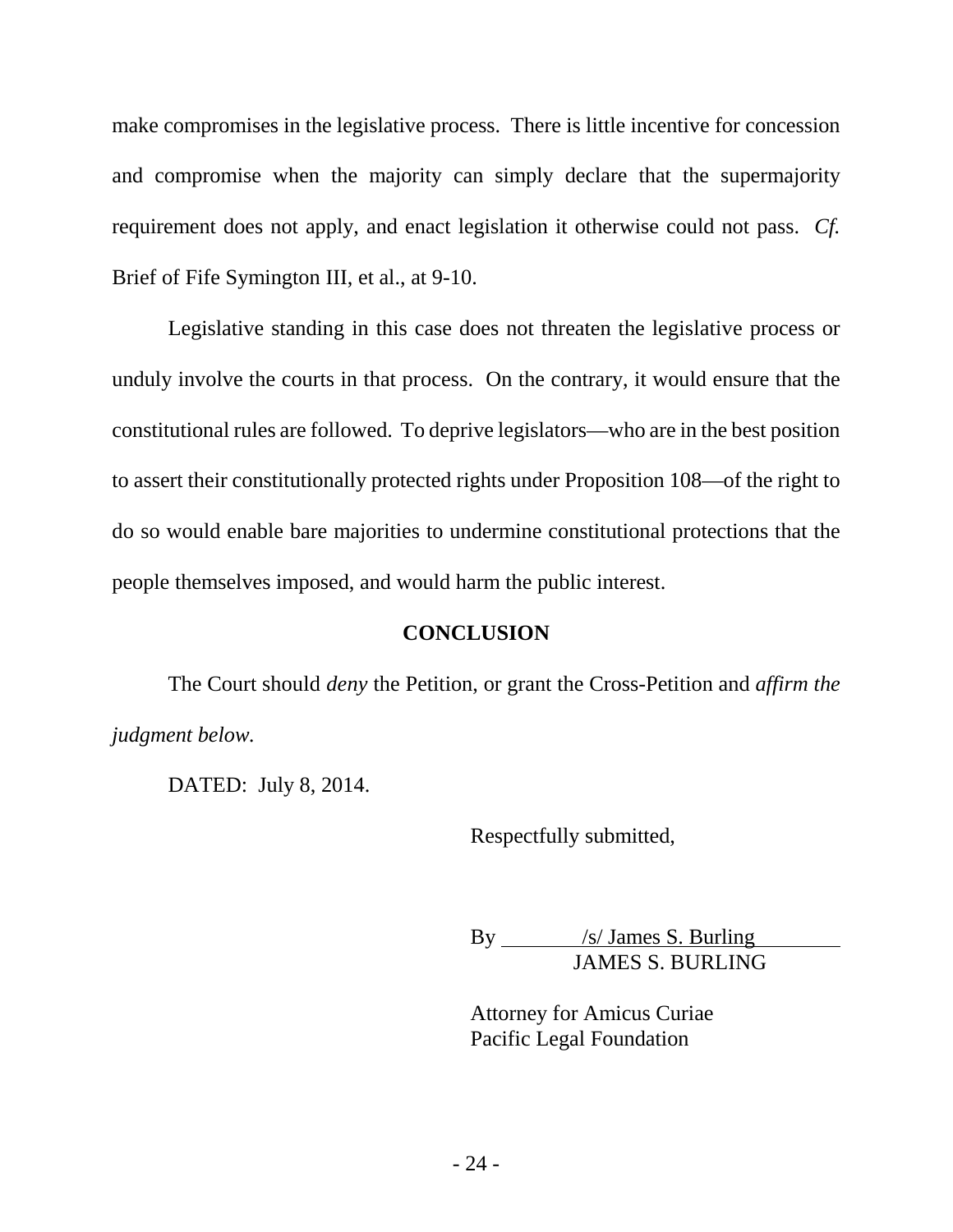make compromises in the legislative process. There is little incentive for concession and compromise when the majority can simply declare that the supermajority requirement does not apply, and enact legislation it otherwise could not pass. *Cf.* Brief of Fife Symington III, et al., at 9-10.

Legislative standing in this case does not threaten the legislative process or unduly involve the courts in that process. On the contrary, it would ensure that the constitutional rules are followed. To deprive legislators—who are in the best position to assert their constitutionally protected rights under Proposition 108—of the right to do so would enable bare majorities to undermine constitutional protections that the people themselves imposed, and would harm the public interest.

**CONCLUSION**

The Court should *deny* the Petition, or grant the Cross-Petition and *affirm the judgment below.*

DATED: July 8, 2014.

Respectfully submitted,

By /s/ James S. Burling
JAMES S. BURLING

Attorney for Amicus Curiae
Pacific Legal Foundation